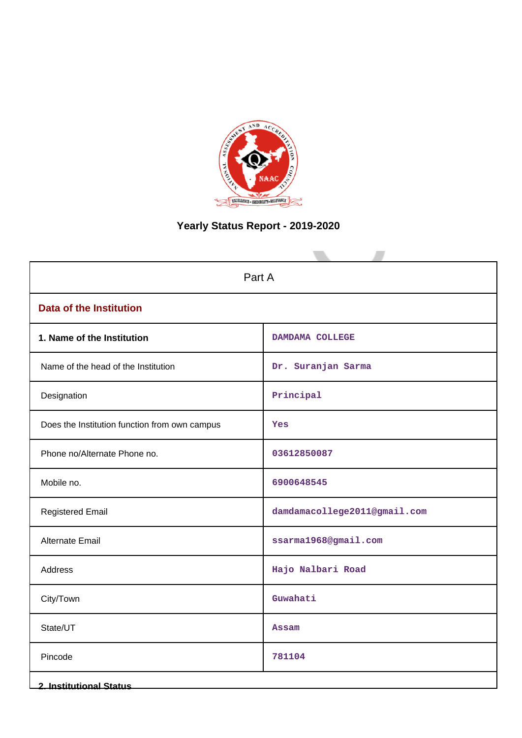# Yearly Status Report - 2019-2020

| Part A | |
|---|---|
| **Data of the Institution** | |
| **1. Name of the Institution** | DAMDAMA COLLEGE |
| Name of the head of the Institution | Dr. Suranjan Sarma |
| Designation | Principal |
| Does the Institution function from own campus | Yes |
| Phone no/Alternate Phone no. | 03612850087 |
| Mobile no. | 6900648545 |
| Registered Email | damdamacollege2011@gmail.com |
| Alternate Email | ssarma1968@gmail.com |
| Address | Hajo Nalbari Road |
| City/Town | Guwahati |
| State/UT | Assam |
| Pincode | 781104 |
| **2. Institutional Status** | |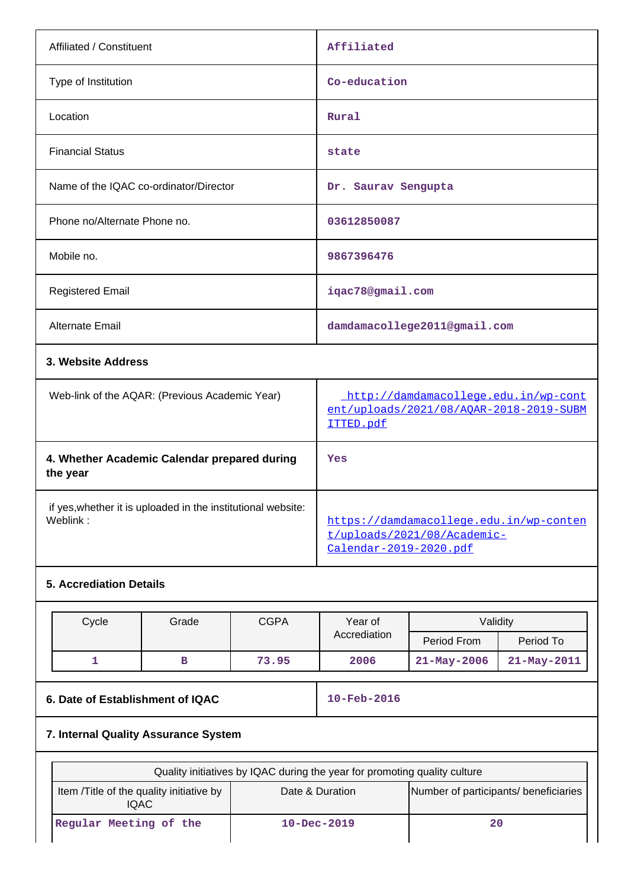| | |
|---|---|
| Affiliated / Constituent | Affiliated |
| Type of Institution | Co-education |
| Location | Rural |
| Financial Status | state |
| Name of the IQAC co-ordinator/Director | Dr. Saurav Sengupta |
| Phone no/Alternate Phone no. | 03612850087 |
| Mobile no. | 9867396476 |
| Registered Email | iqac78@gmail.com |
| Alternate Email | damdamacollege2011@gmail.com |

**3. Website Address**

| | |
|---|---|
| Web-link of the AQAR: (Previous Academic Year) | http://damdamacollege.edu.in/wp-content/uploads/2021/08/AQAR-2018-2019-SUBMITTED.pdf |
| **4. Whether Academic Calendar prepared during the year** | Yes |
| if yes,whether it is uploaded in the institutional website: Weblink : | https://damdamacollege.edu.in/wp-content/uploads/2021/08/Academic-Calendar-2019-2020.pdf |

**5. Accrediation Details**

| Cycle | Grade | CGPA | Year of Accrediation | Validity | |
|---|---|---|---|---|---|
| | | | | Period From | Period To |
| 1 | B | 73.95 | 2006 | 21-May-2006 | 21-May-2011 |

| | |
|---|---|
| **6. Date of Establishment of IQAC** | 10-Feb-2016 |

**7. Internal Quality Assurance System**

| Quality initiatives by IQAC during the year for promoting quality culture | | |
|---|---|---|
| Item /Title of the quality initiative by IQAC | Date & Duration | Number of participants/ beneficiaries |
| Regular Meeting of the | 10-Dec-2019 | 20 |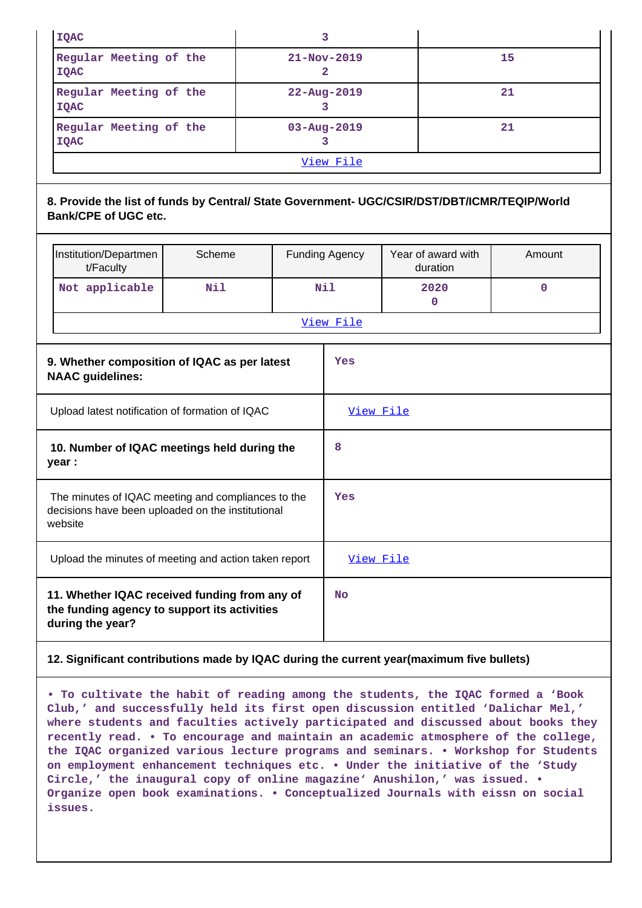| IQAC | 3 | |
|---|---|---|
| Regular Meeting of the IQAC | 21-Nov-2019<br>2 | 15 |
| Regular Meeting of the IQAC | 22-Aug-2019<br>3 | 21 |
| Regular Meeting of the IQAC | 03-Aug-2019<br>3 | 21 |
| View File | | |

**8. Provide the list of funds by Central/ State Government- UGC/CSIR/DST/DBT/ICMR/TEQIP/World Bank/CPE of UGC etc.**

| Institution/Department/Faculty | Scheme | Funding Agency | Year of award with duration | Amount |
|---|---|---|---|---|
| Not applicable | Nil | Nil | 2020<br>0 | 0 |
| View File | | | | |

| | |
|---|---|
| **9. Whether composition of IQAC as per latest NAAC guidelines:** | Yes |
| Upload latest notification of formation of IQAC | View File |
| **10. Number of IQAC meetings held during the year :** | 8 |
| The minutes of IQAC meeting and compliances to the decisions have been uploaded on the institutional website | Yes |
| Upload the minutes of meeting and action taken report | View File |
| **11. Whether IQAC received funding from any of the funding agency to support its activities during the year?** | No |

**12. Significant contributions made by IQAC during the current year(maximum five bullets)**

• To cultivate the habit of reading among the students, the IQAC formed a 'Book Club,' and successfully held its first open discussion entitled 'Dalichar Mel,' where students and faculties actively participated and discussed about books they recently read. • To encourage and maintain an academic atmosphere of the college, the IQAC organized various lecture programs and seminars. • Workshop for Students on employment enhancement techniques etc. • Under the initiative of the 'Study Circle,' the inaugural copy of online magazine' Anushilon,' was issued. • Organize open book examinations. • Conceptualized Journals with eissn on social issues.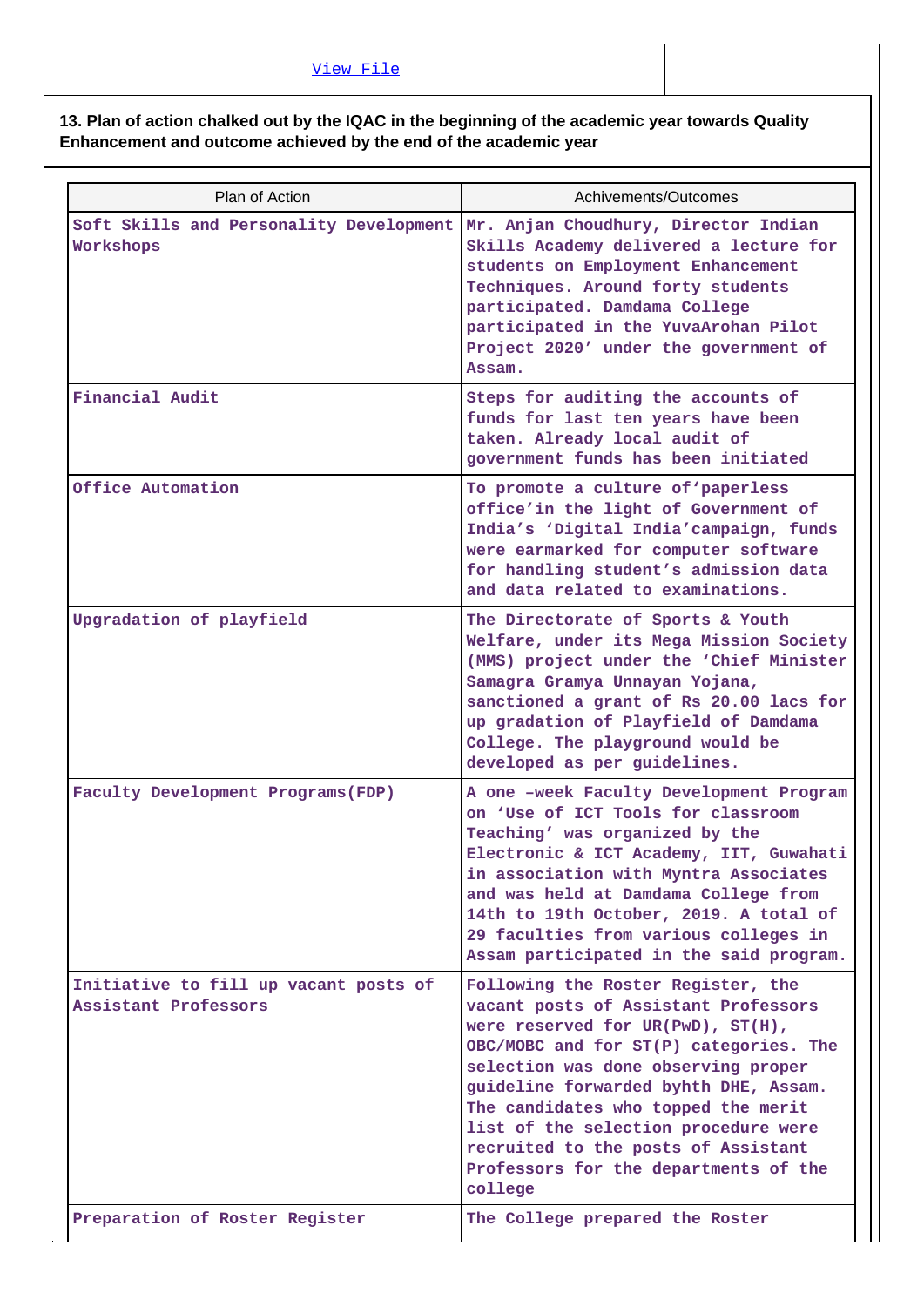View File

**13. Plan of action chalked out by the IQAC in the beginning of the academic year towards Quality Enhancement and outcome achieved by the end of the academic year**

| Plan of Action | Achivements/Outcomes |
|---|---|
| Soft Skills and Personality Development Workshops | Mr. Anjan Choudhury, Director Indian Skills Academy delivered a lecture for students on Employment Enhancement Techniques. Around forty students participated. Damdama College participated in the YuvaArohan Pilot Project 2020' under the government of Assam. |
| Financial Audit | Steps for auditing the accounts of funds for last ten years have been taken. Already local audit of government funds has been initiated |
| Office Automation | To promote a culture of'paperless office'in the light of Government of India's 'Digital India'campaign, funds were earmarked for computer software for handling student's admission data and data related to examinations. |
| Upgradation of playfield | The Directorate of Sports & Youth Welfare, under its Mega Mission Society (MMS) project under the 'Chief Minister Samagra Gramya Unnayan Yojana, sanctioned a grant of Rs 20.00 lacs for up gradation of Playfield of Damdama College. The playground would be developed as per guidelines. |
| Faculty Development Programs(FDP) | A one -week Faculty Development Program on 'Use of ICT Tools for classroom Teaching' was organized by the Electronic & ICT Academy, IIT, Guwahati in association with Myntra Associates and was held at Damdama College from 14th to 19th October, 2019. A total of 29 faculties from various colleges in Assam participated in the said program. |
| Initiative to fill up vacant posts of Assistant Professors | Following the Roster Register, the vacant posts of Assistant Professors were reserved for UR(PwD), ST(H), OBC/MOBC and for ST(P) categories. The selection was done observing proper guideline forwarded byhth DHE, Assam. The candidates who topped the merit list of the selection procedure were recruited to the posts of Assistant Professors for the departments of the college |
| Preparation of Roster Register | The College prepared the Roster |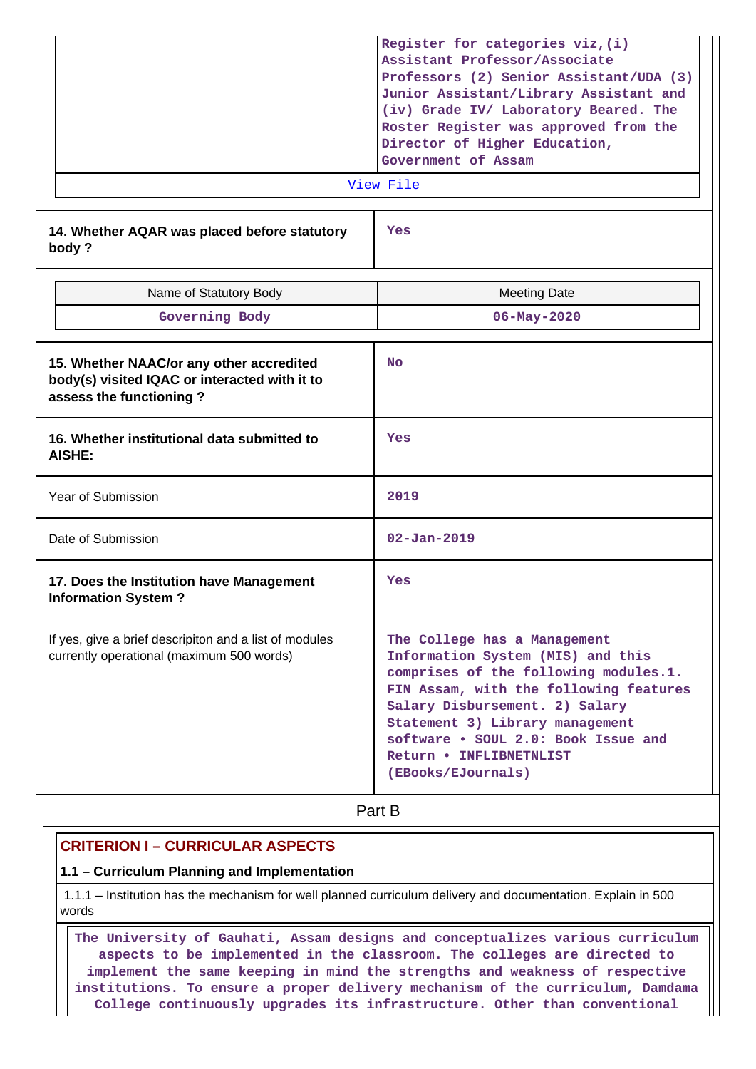| | Register for categories viz,(i) Assistant Professor/Associate Professors (2) Senior Assistant/UDA (3) Junior Assistant/Library Assistant and (iv) Grade IV/ Laboratory Beared. The Roster Register was approved from the Director of Higher Education, Government of Assam |
|---|---|

View File

| 14. Whether AQAR was placed before statutory body ? | Yes |
|---|---|

| Name of Statutory Body | Meeting Date |
|---|---|
| Governing Body | 06-May-2020 |

| 15. Whether NAAC/or any other accredited body(s) visited IQAC or interacted with it to assess the functioning ? | No |
|---|---|
| 16. Whether institutional data submitted to AISHE: | Yes |
| Year of Submission | 2019 |
| Date of Submission | 02-Jan-2019 |
| 17. Does the Institution have Management Information System ? | Yes |
| If yes, give a brief descripiton and a list of modules currently operational (maximum 500 words) | The College has a Management Information System (MIS) and this comprises of the following modules.1. FIN Assam, with the following features Salary Disbursement. 2) Salary Statement 3) Library management software • SOUL 2.0: Book Issue and Return • INFLIBNETNLIST (EBooks/EJournals) |

## Part B

### CRITERION I – CURRICULAR ASPECTS

#### 1.1 – Curriculum Planning and Implementation

1.1.1 – Institution has the mechanism for well planned curriculum delivery and documentation. Explain in 500 words

The University of Gauhati, Assam designs and conceptualizes various curriculum aspects to be implemented in the classroom. The colleges are directed to implement the same keeping in mind the strengths and weakness of respective institutions. To ensure a proper delivery mechanism of the curriculum, Damdama College continuously upgrades its infrastructure. Other than conventional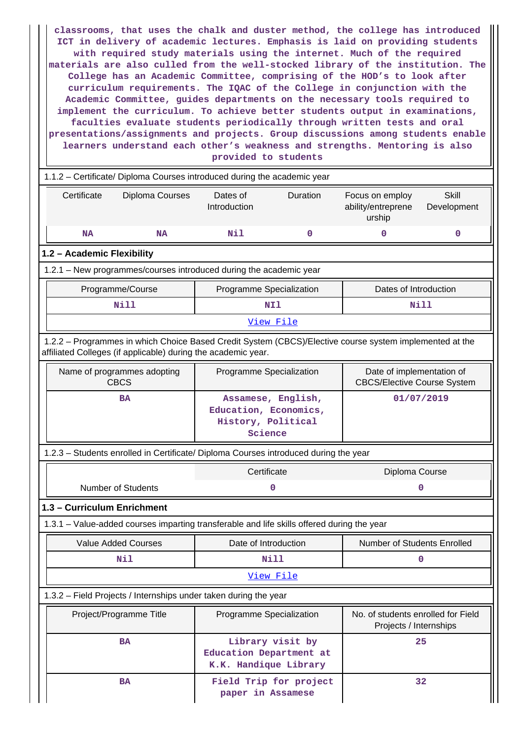classrooms, that uses the chalk and duster method, the college has introduced ICT in delivery of academic lectures. Emphasis is laid on providing students with required study materials using the internet. Much of the required materials are also culled from the well-stocked library of the institution. The College has an Academic Committee, comprising of the HOD's to look after curriculum requirements. The IQAC of the College in conjunction with the Academic Committee, guides departments on the necessary tools required to implement the curriculum. To achieve better students output in examinations, faculties evaluate students periodically through written tests and oral presentations/assignments and projects. Group discussions among students enable learners understand each other's weakness and strengths. Mentoring is also provided to students

1.1.2 – Certificate/ Diploma Courses introduced during the academic year

| Certificate | Diploma Courses | Dates of Introduction | Duration | Focus on employ ability/entreprene urship | Skill Development |
|---|---|---|---|---|---|
| NA | NA | Nil | 0 | 0 | 0 |

## 1.2 – Academic Flexibility

1.2.1 – New programmes/courses introduced during the academic year

| Programme/Course | Programme Specialization | Dates of Introduction |
|---|---|---|
| Nill | NIl | Nill |
| View File | | |

1.2.2 – Programmes in which Choice Based Credit System (CBCS)/Elective course system implemented at the affiliated Colleges (if applicable) during the academic year.

| Name of programmes adopting CBCS | Programme Specialization | Date of implementation of CBCS/Elective Course System |
|---|---|---|
| BA | Assamese, English, Education, Economics, History, Political Science | 01/07/2019 |

1.2.3 – Students enrolled in Certificate/ Diploma Courses introduced during the year

| | Certificate | Diploma Course |
|---|---|---|
| Number of Students | 0 | 0 |

## 1.3 – Curriculum Enrichment

1.3.1 – Value-added courses imparting transferable and life skills offered during the year

| Value Added Courses | Date of Introduction | Number of Students Enrolled |
|---|---|---|
| Nil | Nill | 0 |
| View File | | |

1.3.2 – Field Projects / Internships under taken during the year

| Project/Programme Title | Programme Specialization | No. of students enrolled for Field Projects / Internships |
|---|---|---|
| BA | Library visit by Education Department at K.K. Handique Library | 25 |
| BA | Field Trip for project paper in Assamese | 32 |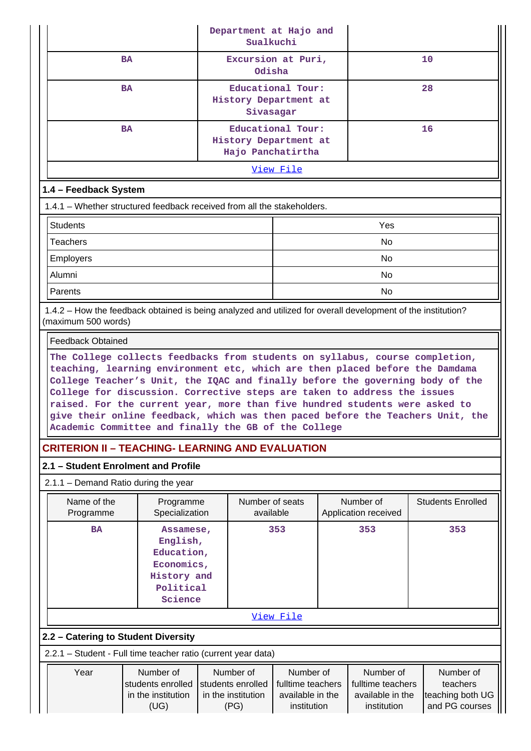| | Department at Hajo and Sualkuchi | |
|---|---|---|
| BA | Excursion at Puri, Odisha | 10 |
| BA | Educational Tour: History Department at Sivasagar | 28 |
| BA | Educational Tour: History Department at Hajo Panchatirtha | 16 |

View File

### 1.4 – Feedback System

1.4.1 – Whether structured feedback received from all the stakeholders.

| | |
|---|---|
| Students | Yes |
| Teachers | No |
| Employers | No |
| Alumni | No |
| Parents | No |

1.4.2 – How the feedback obtained is being analyzed and utilized for overall development of the institution? (maximum 500 words)

Feedback Obtained

The College collects feedbacks from students on syllabus, course completion, teaching, learning environment etc, which are then placed before the Damdama College Teacher's Unit, the IQAC and finally before the governing body of the College for discussion. Corrective steps are taken to address the issues raised. For the current year, more than five hundred students were asked to give their online feedback, which was then paced before the Teachers Unit, the Academic Committee and finally the GB of the College

## CRITERION II – TEACHING- LEARNING AND EVALUATION

### 2.1 – Student Enrolment and Profile

2.1.1 – Demand Ratio during the year

| Name of the Programme | Programme Specialization | Number of seats available | Number of Application received | Students Enrolled |
|---|---|---|---|---|
| BA | Assamese, English, Education, Economics, History and Political Science | 353 | 353 | 353 |

View File

### 2.2 – Catering to Student Diversity

2.2.1 – Student - Full time teacher ratio (current year data)

| Year | Number of students enrolled in the institution (UG) | Number of students enrolled in the institution (PG) | Number of fulltime teachers available in the institution | Number of fulltime teachers available in the institution | Number of teachers teaching both UG and PG courses |
|---|---|---|---|---|---|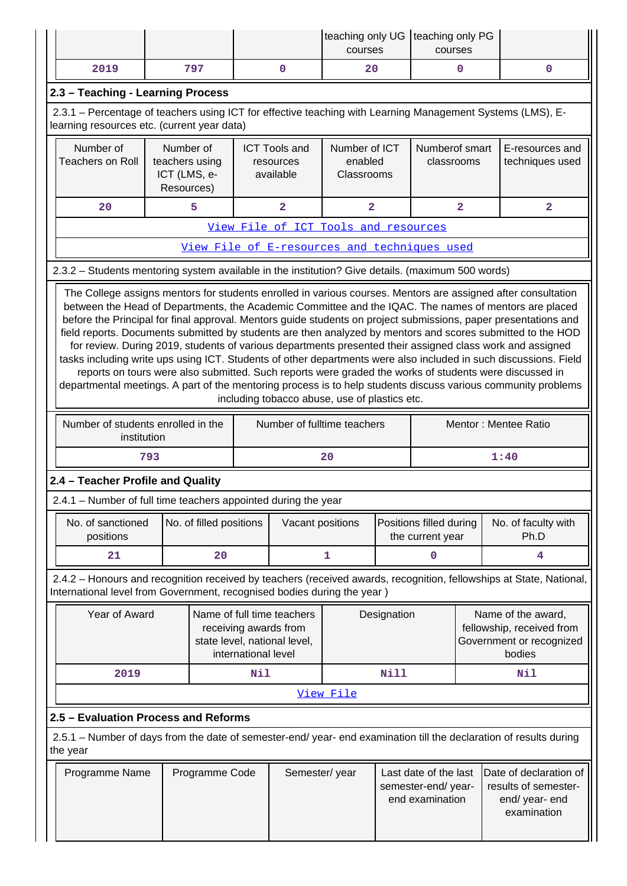| | | | teaching only UG courses | teaching only PG courses | |
|---|---|---|---|---|---|
| 2019 | 797 | 0 | 20 | 0 | 0 |

### 2.3 – Teaching - Learning Process

2.3.1 – Percentage of teachers using ICT for effective teaching with Learning Management Systems (LMS), E-learning resources etc. (current year data)

| Number of Teachers on Roll | Number of teachers using ICT (LMS, e-Resources) | ICT Tools and resources available | Number of ICT enabled Classrooms | Numberof smart classrooms | E-resources and techniques used |
|---|---|---|---|---|---|
| 20 | 5 | 2 | 2 | 2 | 2 |
| View File of ICT Tools and resources | | | | | |
| View File of E-resources and techniques used | | | | | |

2.3.2 – Students mentoring system available in the institution? Give details. (maximum 500 words)

The College assigns mentors for students enrolled in various courses. Mentors are assigned after consultation between the Head of Departments, the Academic Committee and the IQAC. The names of mentors are placed before the Principal for final approval. Mentors guide students on project submissions, paper presentations and field reports. Documents submitted by students are then analyzed by mentors and scores submitted to the HOD for review. During 2019, students of various departments presented their assigned class work and assigned tasks including write ups using ICT. Students of other departments were also included in such discussions. Field reports on tours were also submitted. Such reports were graded the works of students were discussed in departmental meetings. A part of the mentoring process is to help students discuss various community problems including tobacco abuse, use of plastics etc.

| Number of students enrolled in the institution | Number of fulltime teachers | Mentor : Mentee Ratio |
|---|---|---|
| 793 | 20 | 1:40 |

### 2.4 – Teacher Profile and Quality

2.4.1 – Number of full time teachers appointed during the year

| No. of sanctioned positions | No. of filled positions | Vacant positions | Positions filled during the current year | No. of faculty with Ph.D |
|---|---|---|---|---|
| 21 | 20 | 1 | 0 | 4 |

2.4.2 – Honours and recognition received by teachers (received awards, recognition, fellowships at State, National, International level from Government, recognised bodies during the year )

| Year of Award | Name of full time teachers receiving awards from state level, national level, international level | Designation | Name of the award, fellowship, received from Government or recognized bodies |
|---|---|---|---|
| 2019 | Nil | Nill | Nil |
| View File | | | |

### 2.5 – Evaluation Process and Reforms

2.5.1 – Number of days from the date of semester-end/ year- end examination till the declaration of results during the year

| Programme Name | Programme Code | Semester/ year | Last date of the last semester-end/ year- end examination | Date of declaration of results of semester-end/ year- end examination |
|---|---|---|---|---|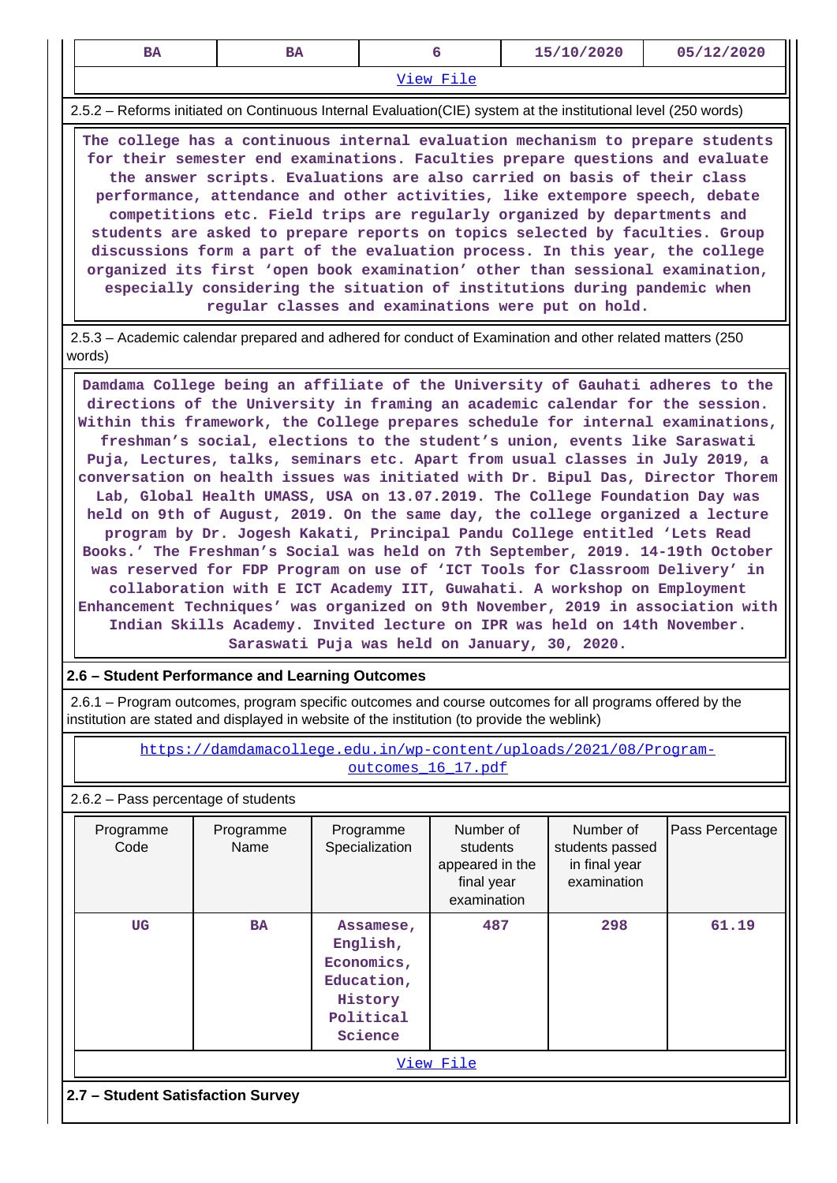| BA | BA | 6 | 15/10/2020 | 05/12/2020 |
|---|---|---|---|---|
| View File | | | | |

2.5.2 – Reforms initiated on Continuous Internal Evaluation(CIE) system at the institutional level (250 words)

The college has a continuous internal evaluation mechanism to prepare students for their semester end examinations. Faculties prepare questions and evaluate the answer scripts. Evaluations are also carried on basis of their class performance, attendance and other activities, like extempore speech, debate competitions etc. Field trips are regularly organized by departments and students are asked to prepare reports on topics selected by faculties. Group discussions form a part of the evaluation process. In this year, the college organized its first 'open book examination' other than sessional examination, especially considering the situation of institutions during pandemic when regular classes and examinations were put on hold.

2.5.3 – Academic calendar prepared and adhered for conduct of Examination and other related matters (250 words)

Damdama College being an affiliate of the University of Gauhati adheres to the directions of the University in framing an academic calendar for the session. Within this framework, the College prepares schedule for internal examinations, freshman's social, elections to the student's union, events like Saraswati Puja, Lectures, talks, seminars etc. Apart from usual classes in July 2019, a conversation on health issues was initiated with Dr. Bipul Das, Director Thorem Lab, Global Health UMASS, USA on 13.07.2019. The College Foundation Day was held on 9th of August, 2019. On the same day, the college organized a lecture program by Dr. Jogesh Kakati, Principal Pandu College entitled 'Lets Read Books.' The Freshman's Social was held on 7th September, 2019. 14-19th October was reserved for FDP Program on use of 'ICT Tools for Classroom Delivery' in collaboration with E ICT Academy IIT, Guwahati. A workshop on Employment Enhancement Techniques' was organized on 9th November, 2019 in association with Indian Skills Academy. Invited lecture on IPR was held on 14th November. Saraswati Puja was held on January, 30, 2020.

## 2.6 – Student Performance and Learning Outcomes

2.6.1 – Program outcomes, program specific outcomes and course outcomes for all programs offered by the institution are stated and displayed in website of the institution (to provide the weblink)

https://damdamacollege.edu.in/wp-content/uploads/2021/08/Program-outcomes_16_17.pdf

2.6.2 – Pass percentage of students

| Programme Code | Programme Name | Programme Specialization | Number of students appeared in the final year examination | Number of students passed in final year examination | Pass Percentage |
|---|---|---|---|---|---|
| UG | BA | Assamese, English, Economics, Education, History Political Science | 487 | 298 | 61.19 |
| View File | | | | | |

**2.7 – Student Satisfaction Survey**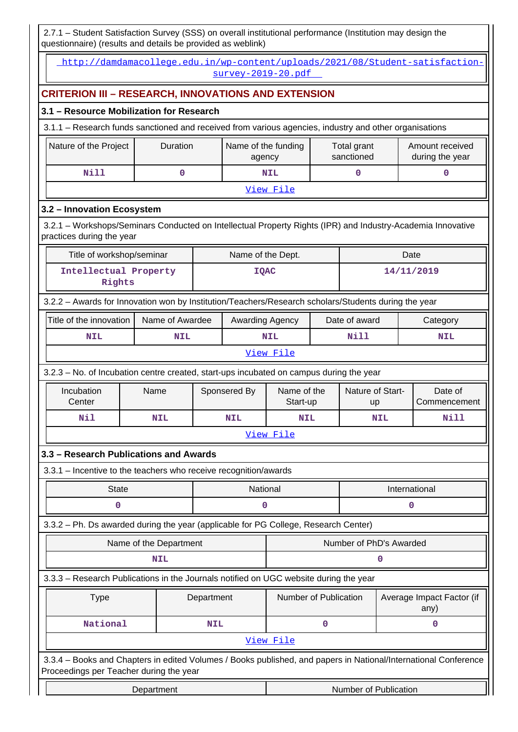2.7.1 – Student Satisfaction Survey (SSS) on overall institutional performance (Institution may design the questionnaire) (results and details be provided as weblink)

http://damdamacollege.edu.in/wp-content/uploads/2021/08/Student-satisfaction-survey-2019-20.pdf

## CRITERION III – RESEARCH, INNOVATIONS AND EXTENSION

### 3.1 – Resource Mobilization for Research

3.1.1 – Research funds sanctioned and received from various agencies, industry and other organisations

| Nature of the Project | Duration | Name of the funding agency | Total grant sanctioned | Amount received during the year |
|---|---|---|---|---|
| Nill | 0 | NIL | 0 | 0 |

View File

### 3.2 – Innovation Ecosystem

3.2.1 – Workshops/Seminars Conducted on Intellectual Property Rights (IPR) and Industry-Academia Innovative practices during the year

| Title of workshop/seminar | Name of the Dept. | Date |
|---|---|---|
| Intellectual Property Rights | IQAC | 14/11/2019 |

3.2.2 – Awards for Innovation won by Institution/Teachers/Research scholars/Students during the year

| Title of the innovation | Name of Awardee | Awarding Agency | Date of award | Category |
|---|---|---|---|---|
| NIL | NIL | NIL | Nill | NIL |

View File

3.2.3 – No. of Incubation centre created, start-ups incubated on campus during the year

| Incubation Center | Name | Sponsered By | Name of the Start-up | Nature of Start-up | Date of Commencement |
|---|---|---|---|---|---|
| Nil | NIL | NIL | NIL | NIL | Nill |

View File

### 3.3 – Research Publications and Awards

3.3.1 – Incentive to the teachers who receive recognition/awards

| State | National | International |
|---|---|---|
| 0 | 0 | 0 |

3.3.2 – Ph. Ds awarded during the year (applicable for PG College, Research Center)

| Name of the Department | Number of PhD's Awarded |
|---|---|
| NIL | 0 |

3.3.3 – Research Publications in the Journals notified on UGC website during the year

| Type | Department | Number of Publication | Average Impact Factor (if any) |
|---|---|---|---|
| National | NIL | 0 | 0 |

View File

3.3.4 – Books and Chapters in edited Volumes / Books published, and papers in National/International Conference Proceedings per Teacher during the year

| Department | Number of Publication |
|---|---|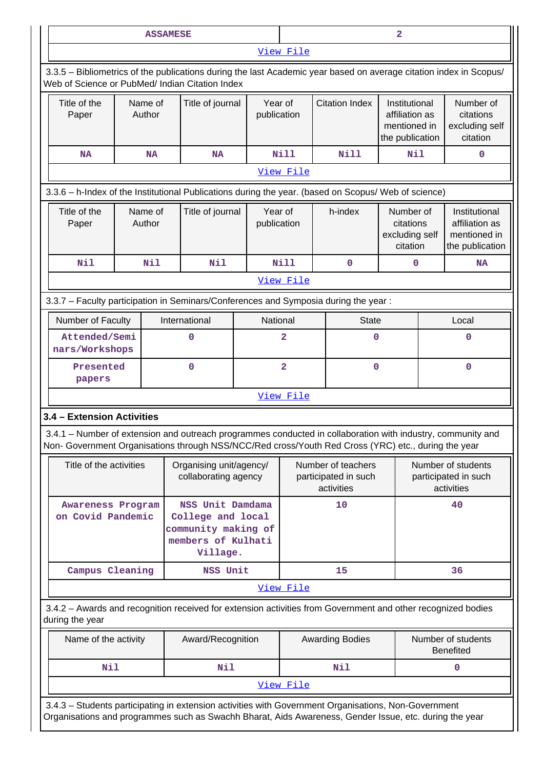| ASSAMESE | 2 |
|---|---|
| View File | |

3.3.5 – Bibliometrics of the publications during the last Academic year based on average citation index in Scopus/ Web of Science or PubMed/ Indian Citation Index

| Title of the Paper | Name of Author | Title of journal | Year of publication | Citation Index | Institutional affiliation as mentioned in the publication | Number of citations excluding self citation |
|---|---|---|---|---|---|---|
| NA | NA | NA | Nill | Nill | Nil | 0 |
| View File | | | | | | |

3.3.6 – h-Index of the Institutional Publications during the year. (based on Scopus/ Web of science)

| Title of the Paper | Name of Author | Title of journal | Year of publication | h-index | Number of citations excluding self citation | Institutional affiliation as mentioned in the publication |
|---|---|---|---|---|---|---|
| Nil | Nil | Nil | Nill | 0 | 0 | NA |
| View File | | | | | | |

3.3.7 – Faculty participation in Seminars/Conferences and Symposia during the year :

| Number of Faculty | International | National | State | Local |
|---|---|---|---|---|
| Attended/Seminars/Workshops | 0 | 2 | 0 | 0 |
| Presented papers | 0 | 2 | 0 | 0 |
| View File | | | | |

**3.4 – Extension Activities**

3.4.1 – Number of extension and outreach programmes conducted in collaboration with industry, community and Non- Government Organisations through NSS/NCC/Red cross/Youth Red Cross (YRC) etc., during the year

| Title of the activities | Organising unit/agency/ collaborating agency | Number of teachers participated in such activities | Number of students participated in such activities |
|---|---|---|---|
| Awareness Program on Covid Pandemic | NSS Unit Damdama College and local community making of members of Kulhati Village. | 10 | 40 |
| Campus Cleaning | NSS Unit | 15 | 36 |
| View File | | | |

3.4.2 – Awards and recognition received for extension activities from Government and other recognized bodies during the year

| Name of the activity | Award/Recognition | Awarding Bodies | Number of students Benefited |
|---|---|---|---|
| Nil | Nil | Nil | 0 |
| View File | | | |

3.4.3 – Students participating in extension activities with Government Organisations, Non-Government Organisations and programmes such as Swachh Bharat, Aids Awareness, Gender Issue, etc. during the year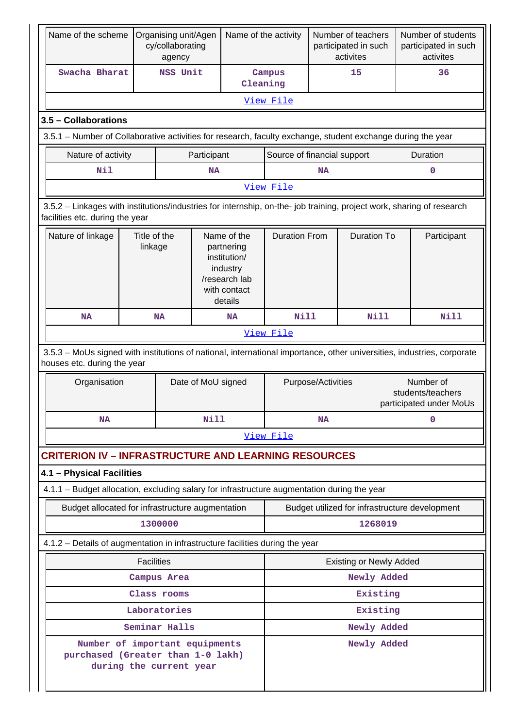| Name of the scheme | Organising unit/Agency/collaborating agency | Name of the activity | Number of teachers participated in such activites | Number of students participated in such activites |
|---|---|---|---|---|
| Swacha Bharat | NSS Unit | Campus Cleaning | 15 | 36 |

View File

### 3.5 – Collaborations

3.5.1 – Number of Collaborative activities for research, faculty exchange, student exchange during the year

| Nature of activity | Participant | Source of financial support | Duration |
|---|---|---|---|
| Nil | NA | NA | 0 |

View File

3.5.2 – Linkages with institutions/industries for internship, on-the- job training, project work, sharing of research facilities etc. during the year

| Nature of linkage | Title of the linkage | Name of the partnering institution/ industry /research lab with contact details | Duration From | Duration To | Participant |
|---|---|---|---|---|---|
| NA | NA | NA | Nill | Nill | Nill |

View File

3.5.3 – MoUs signed with institutions of national, international importance, other universities, industries, corporate houses etc. during the year

| Organisation | Date of MoU signed | Purpose/Activities | Number of students/teachers participated under MoUs |
|---|---|---|---|
| NA | Nill | NA | 0 |

View File

## CRITERION IV – INFRASTRUCTURE AND LEARNING RESOURCES

### 4.1 – Physical Facilities

4.1.1 – Budget allocation, excluding salary for infrastructure augmentation during the year

| Budget allocated for infrastructure augmentation | Budget utilized for infrastructure development |
|---|---|
| 1300000 | 1268019 |

4.1.2 – Details of augmentation in infrastructure facilities during the year

| Facilities | Existing or Newly Added |
|---|---|
| Campus Area | Newly Added |
| Class rooms | Existing |
| Laboratories | Existing |
| Seminar Halls | Newly Added |
| Number of important equipments purchased (Greater than 1-0 lakh) during the current year | Newly Added |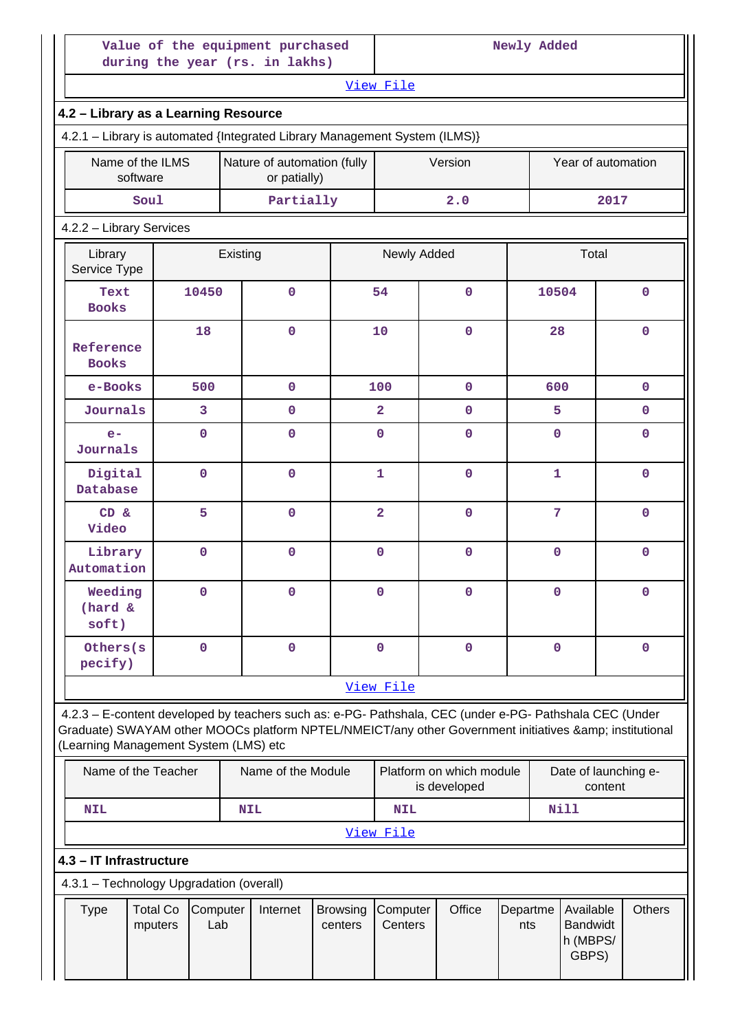| Value of the equipment purchased during the year (rs. in lakhs) | Newly Added |
|---|---|
| [View File](#) | |

### 4.2 – Library as a Learning Resource

4.2.1 – Library is automated {Integrated Library Management System (ILMS)}

| Name of the ILMS software | Nature of automation (fully or patially) | Version | Year of automation |
|---|---|---|---|
| Soul | Partially | 2.0 | 2017 |

4.2.2 – Library Services

| Library Service Type | Existing | | Newly Added | | Total | |
|---|---|---|---|---|---|---|
| Text Books | 10450 | 0 | 54 | 0 | 10504 | 0 |
| Reference Books | 18 | 0 | 10 | 0 | 28 | 0 |
| e-Books | 500 | 0 | 100 | 0 | 600 | 0 |
| Journals | 3 | 0 | 2 | 0 | 5 | 0 |
| e-Journals | 0 | 0 | 0 | 0 | 0 | 0 |
| Digital Database | 0 | 0 | 1 | 0 | 1 | 0 |
| CD & Video | 5 | 0 | 2 | 0 | 7 | 0 |
| Library Automation | 0 | 0 | 0 | 0 | 0 | 0 |
| Weeding (hard & soft) | 0 | 0 | 0 | 0 | 0 | 0 |
| Others(specify) | 0 | 0 | 0 | 0 | 0 | 0 |

[View File](#)

4.2.3 – E-content developed by teachers such as: e-PG- Pathshala, CEC (under e-PG- Pathshala CEC (Under Graduate) SWAYAM other MOOCs platform NPTEL/NMEICT/any other Government initiatives &amp; institutional (Learning Management System (LMS) etc

| Name of the Teacher | Name of the Module | Platform on which module is developed | Date of launching e-content |
|---|---|---|---|
| NIL | NIL | NIL | Nill |

[View File](#)

### 4.3 – IT Infrastructure

4.3.1 – Technology Upgradation (overall)

| Type | Total Computers | Computer Lab | Internet | Browsing centers | Computer Centers | Office | Departments | Available Bandwidth (MBPS/ GBPS) | Others |
|---|---|---|---|---|---|---|---|---|---|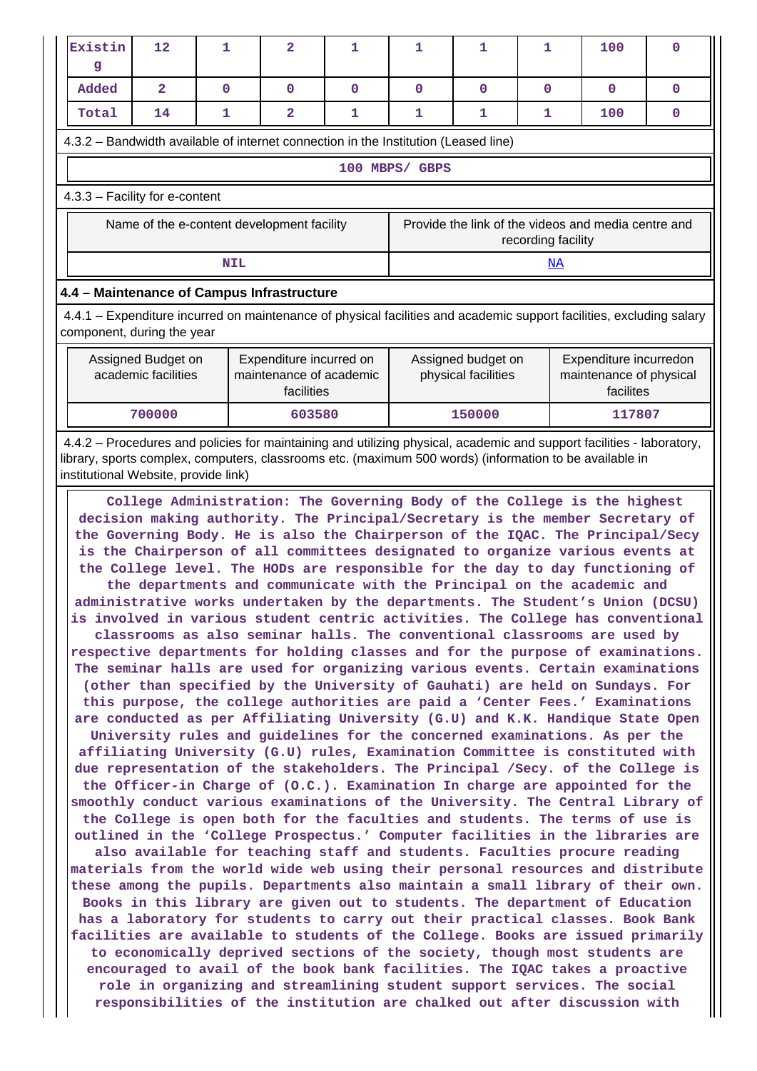| Existing | 12 | 1 | 2 | 1 | 1 | 1 | 1 | 100 | 0 |
|---|---|---|---|---|---|---|---|---|---|
| Added | 2 | 0 | 0 | 0 | 0 | 0 | 0 | 0 | 0 |
| Total | 14 | 1 | 2 | 1 | 1 | 1 | 1 | 100 | 0 |

4.3.2 – Bandwidth available of internet connection in the Institution (Leased line)

100 MBPS/ GBPS

4.3.3 – Facility for e-content

| Name of the e-content development facility | Provide the link of the videos and media centre and recording facility |
|---|---|
| NIL | NA |

## 4.4 – Maintenance of Campus Infrastructure

4.4.1 – Expenditure incurred on maintenance of physical facilities and academic support facilities, excluding salary component, during the year

| Assigned Budget on academic facilities | Expenditure incurred on maintenance of academic facilities | Assigned budget on physical facilities | Expenditure incurredon maintenance of physical facilites |
|---|---|---|---|
| 700000 | 603580 | 150000 | 117807 |

4.4.2 – Procedures and policies for maintaining and utilizing physical, academic and support facilities - laboratory, library, sports complex, computers, classrooms etc. (maximum 500 words) (information to be available in institutional Website, provide link)

College Administration: The Governing Body of the College is the highest decision making authority. The Principal/Secretary is the member Secretary of the Governing Body. He is also the Chairperson of the IQAC. The Principal/Secy is the Chairperson of all committees designated to organize various events at the College level. The HODs are responsible for the day to day functioning of the departments and communicate with the Principal on the academic and administrative works undertaken by the departments. The Student's Union (DCSU) is involved in various student centric activities. The College has conventional classrooms as also seminar halls. The conventional classrooms are used by respective departments for holding classes and for the purpose of examinations. The seminar halls are used for organizing various events. Certain examinations (other than specified by the University of Gauhati) are held on Sundays. For this purpose, the college authorities are paid a 'Center Fees.' Examinations are conducted as per Affiliating University (G.U) and K.K. Handique State Open University rules and guidelines for the concerned examinations. As per the affiliating University (G.U) rules, Examination Committee is constituted with due representation of the stakeholders. The Principal /Secy. of the College is the Officer-in Charge of (O.C.). Examination In charge are appointed for the smoothly conduct various examinations of the University. The Central Library of the College is open both for the faculties and students. The terms of use is outlined in the 'College Prospectus.' Computer facilities in the libraries are also available for teaching staff and students. Faculties procure reading materials from the world wide web using their personal resources and distribute these among the pupils. Departments also maintain a small library of their own. Books in this library are given out to students. The department of Education has a laboratory for students to carry out their practical classes. Book Bank facilities are available to students of the College. Books are issued primarily to economically deprived sections of the society, though most students are encouraged to avail of the book bank facilities. The IQAC takes a proactive role in organizing and streamlining student support services. The social responsibilities of the institution are chalked out after discussion with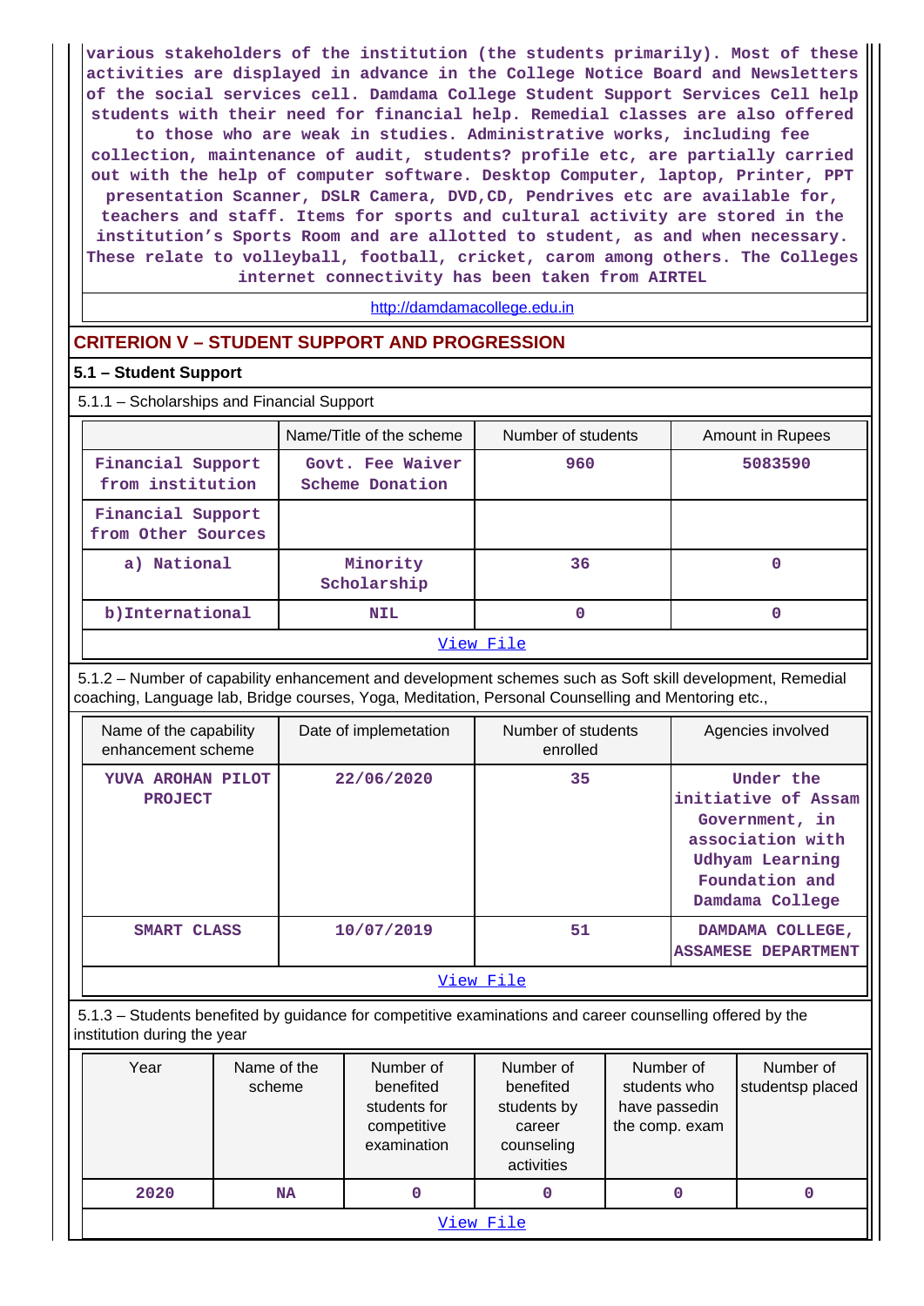various stakeholders of the institution (the students primarily). Most of these activities are displayed in advance in the College Notice Board and Newsletters of the social services cell. Damdama College Student Support Services Cell help students with their need for financial help. Remedial classes are also offered to those who are weak in studies. Administrative works, including fee collection, maintenance of audit, students? profile etc, are partially carried out with the help of computer software. Desktop Computer, laptop, Printer, PPT presentation Scanner, DSLR Camera, DVD,CD, Pendrives etc are available for, teachers and staff. Items for sports and cultural activity are stored in the institution's Sports Room and are allotted to student, as and when necessary. These relate to volleyball, football, cricket, carom among others. The Colleges internet connectivity has been taken from AIRTEL

http://damdamacollege.edu.in

## CRITERION V – STUDENT SUPPORT AND PROGRESSION

### 5.1 – Student Support

5.1.1 – Scholarships and Financial Support

| | Name/Title of the scheme | Number of students | Amount in Rupees |
|---|---|---|---|
| Financial Support from institution | Govt. Fee Waiver Scheme Donation | 960 | 5083590 |
| Financial Support from Other Sources | | | |
| a) National | Minority Scholarship | 36 | 0 |
| b)International | NIL | 0 | 0 |

View File

5.1.2 – Number of capability enhancement and development schemes such as Soft skill development, Remedial coaching, Language lab, Bridge courses, Yoga, Meditation, Personal Counselling and Mentoring etc.,

| Name of the capability enhancement scheme | Date of implemetation | Number of students enrolled | Agencies involved |
|---|---|---|---|
| YUVA AROHAN PILOT PROJECT | 22/06/2020 | 35 | Under the initiative of Assam Government, in association with Udhyam Learning Foundation and Damdama College |
| SMART CLASS | 10/07/2019 | 51 | DAMDAMA COLLEGE, ASSAMESE DEPARTMENT |

View File

5.1.3 – Students benefited by guidance for competitive examinations and career counselling offered by the institution during the year

| Year | Name of the scheme | Number of benefited students for competitive examination | Number of benefited students by career counseling activities | Number of students who have passedin the comp. exam | Number of studentsp placed |
|---|---|---|---|---|---|
| 2020 | NA | 0 | 0 | 0 | 0 |

View File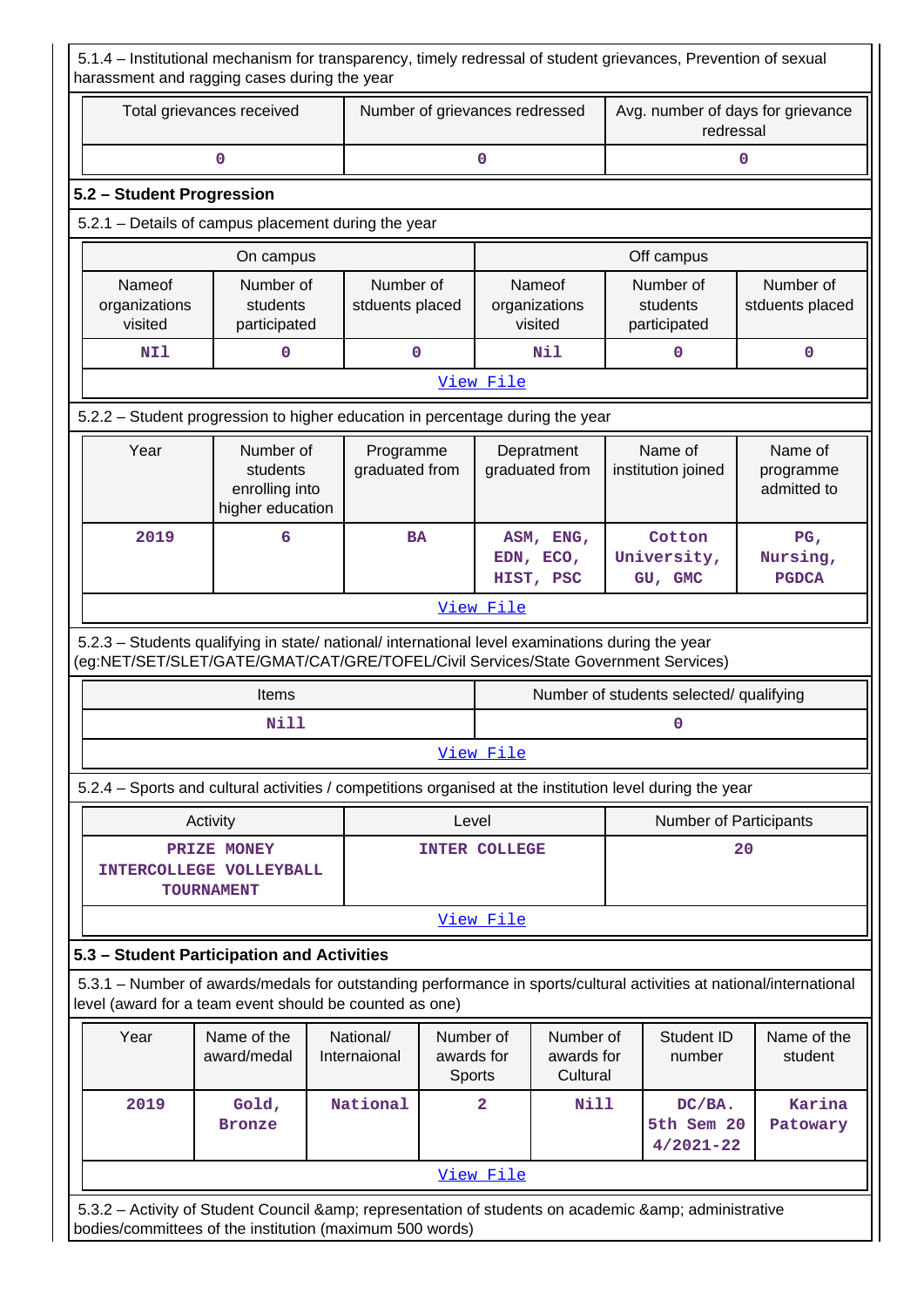5.1.4 – Institutional mechanism for transparency, timely redressal of student grievances, Prevention of sexual harassment and ragging cases during the year

| Total grievances received | Number of grievances redressed | Avg. number of days for grievance redressal |
|---|---|---|
| 0 | 0 | 0 |

### 5.2 – Student Progression

5.2.1 – Details of campus placement during the year

| On campus | | | Off campus | | |
|---|---|---|---|---|---|
| Nameof organizations visited | Number of students participated | Number of stduents placed | Nameof organizations visited | Number of students participated | Number of stduents placed |
| NIl | 0 | 0 | Nil | 0 | 0 |

View File

5.2.2 – Student progression to higher education in percentage during the year

| Year | Number of students enrolling into higher education | Programme graduated from | Depratment graduated from | Name of institution joined | Name of programme admitted to |
|---|---|---|---|---|---|
| 2019 | 6 | BA | ASM, ENG, EDN, ECO, HIST, PSC | Cotton University, GU, GMC | PG, Nursing, PGDCA |

View File

5.2.3 – Students qualifying in state/ national/ international level examinations during the year (eg:NET/SET/SLET/GATE/GMAT/CAT/GRE/TOFEL/Civil Services/State Government Services)

| Items | Number of students selected/ qualifying |
|---|---|
| Nill | 0 |

View File

5.2.4 – Sports and cultural activities / competitions organised at the institution level during the year

| Activity | Level | Number of Participants |
|---|---|---|
| PRIZE MONEY INTERCOLLEGE VOLLEYBALL TOURNAMENT | INTER COLLEGE | 20 |

View File

### 5.3 – Student Participation and Activities

5.3.1 – Number of awards/medals for outstanding performance in sports/cultural activities at national/international level (award for a team event should be counted as one)

| Year | Name of the award/medal | National/ Internaional | Number of awards for Sports | Number of awards for Cultural | Student ID number | Name of the student |
|---|---|---|---|---|---|---|
| 2019 | Gold, Bronze | National | 2 | Nill | DC/BA. 5th Sem 20 4/2021-22 | Karina Patowary |

View File

5.3.2 – Activity of Student Council &amp; representation of students on academic &amp; administrative bodies/committees of the institution (maximum 500 words)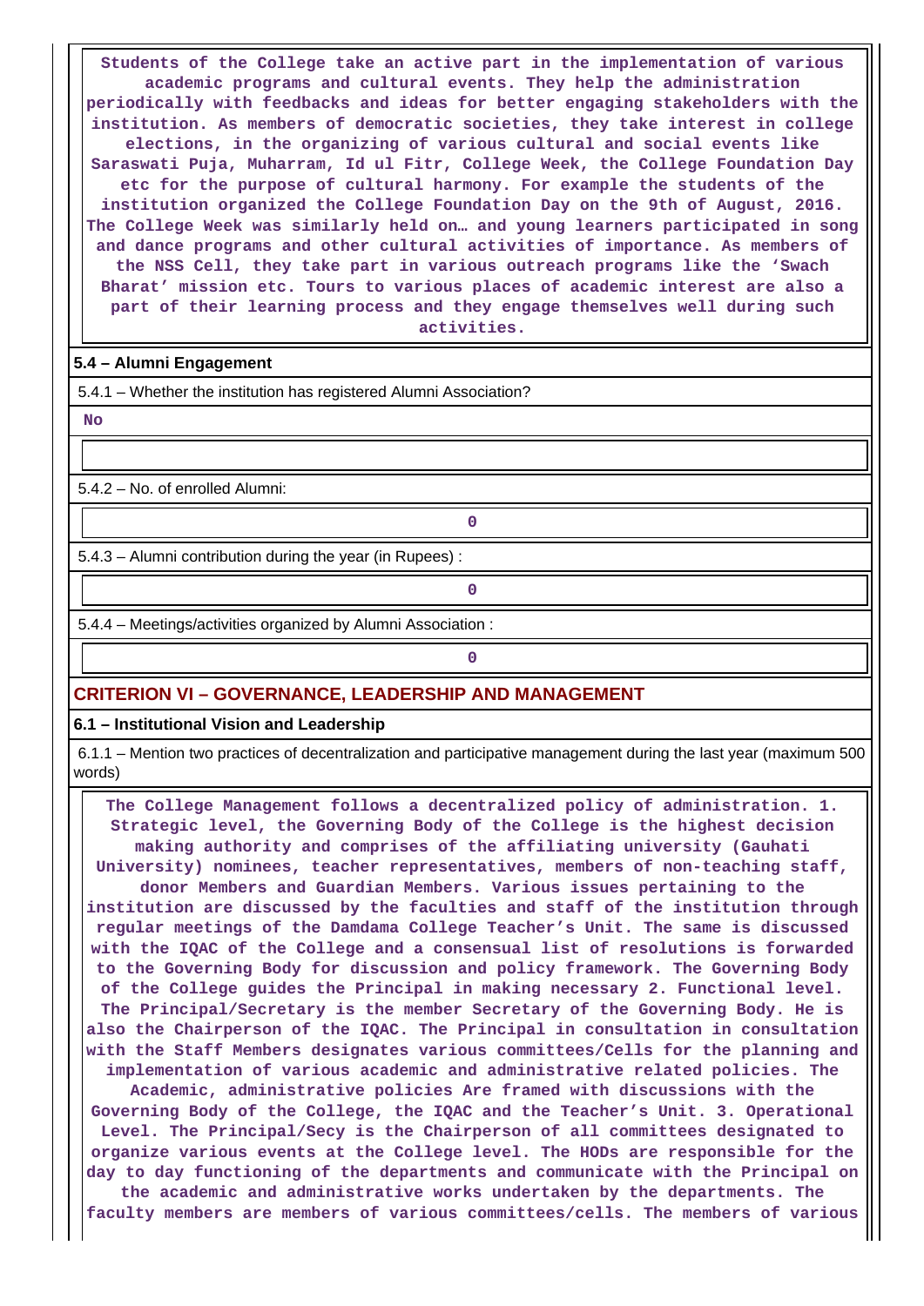**Students of the College take an active part in the implementation of various academic programs and cultural events. They help the administration periodically with feedbacks and ideas for better engaging stakeholders with the institution. As members of democratic societies, they take interest in college elections, in the organizing of various cultural and social events like Saraswati Puja, Muharram, Id ul Fitr, College Week, the College Foundation Day etc for the purpose of cultural harmony. For example the students of the institution organized the College Foundation Day on the 9th of August, 2016. The College Week was similarly held on… and young learners participated in song and dance programs and other cultural activities of importance. As members of the NSS Cell, they take part in various outreach programs like the 'Swach Bharat' mission etc. Tours to various places of academic interest are also a part of their learning process and they engage themselves well during such activities.**

### 5.4 – Alumni Engagement

5.4.1 – Whether the institution has registered Alumni Association?

**No**

5.4.2 – No. of enrolled Alumni:

**0**

5.4.3 – Alumni contribution during the year (in Rupees) :

**0**

5.4.4 – Meetings/activities organized by Alumni Association :

**0**

## CRITERION VI – GOVERNANCE, LEADERSHIP AND MANAGEMENT

### 6.1 – Institutional Vision and Leadership

6.1.1 – Mention two practices of decentralization and participative management during the last year (maximum 500 words)

**The College Management follows a decentralized policy of administration. 1. Strategic level, the Governing Body of the College is the highest decision making authority and comprises of the affiliating university (Gauhati University) nominees, teacher representatives, members of non-teaching staff, donor Members and Guardian Members. Various issues pertaining to the institution are discussed by the faculties and staff of the institution through regular meetings of the Damdama College Teacher's Unit. The same is discussed with the IQAC of the College and a consensual list of resolutions is forwarded to the Governing Body for discussion and policy framework. The Governing Body of the College guides the Principal in making necessary 2. Functional level. The Principal/Secretary is the member Secretary of the Governing Body. He is also the Chairperson of the IQAC. The Principal in consultation in consultation with the Staff Members designates various committees/Cells for the planning and implementation of various academic and administrative related policies. The Academic, administrative policies Are framed with discussions with the Governing Body of the College, the IQAC and the Teacher's Unit. 3. Operational Level. The Principal/Secy is the Chairperson of all committees designated to organize various events at the College level. The HODs are responsible for the day to day functioning of the departments and communicate with the Principal on the academic and administrative works undertaken by the departments. The faculty members are members of various committees/cells. The members of various**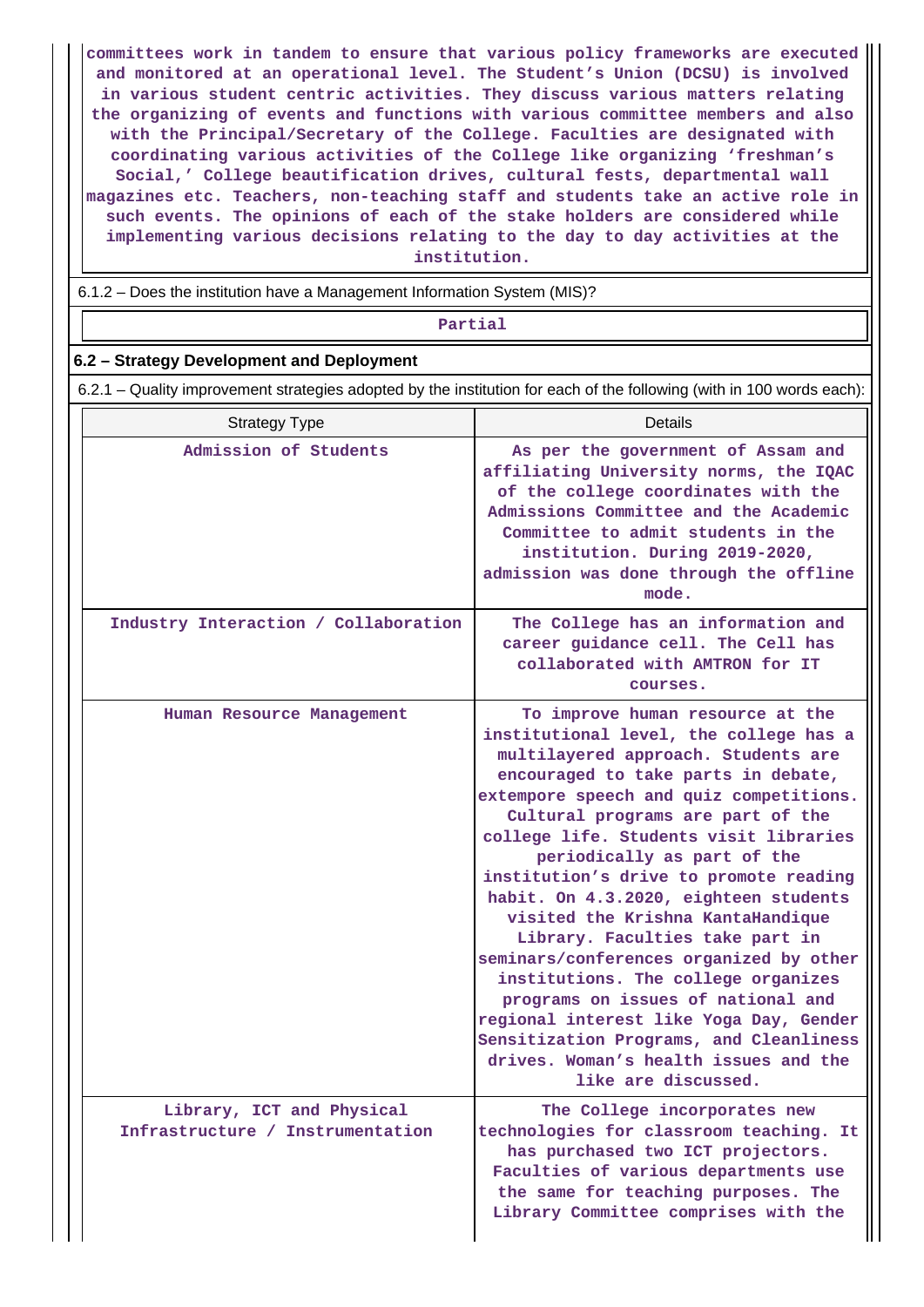committees work in tandem to ensure that various policy frameworks are executed and monitored at an operational level. The Student's Union (DCSU) is involved in various student centric activities. They discuss various matters relating the organizing of events and functions with various committee members and also with the Principal/Secretary of the College. Faculties are designated with coordinating various activities of the College like organizing 'freshman's Social,' College beautification drives, cultural fests, departmental wall magazines etc. Teachers, non-teaching staff and students take an active role in such events. The opinions of each of the stake holders are considered while implementing various decisions relating to the day to day activities at the institution.

6.1.2 – Does the institution have a Management Information System (MIS)?

Partial

### 6.2 – Strategy Development and Deployment

6.2.1 – Quality improvement strategies adopted by the institution for each of the following (with in 100 words each):

| Strategy Type | Details |
|---|---|
| Admission of Students | As per the government of Assam and affiliating University norms, the IQAC of the college coordinates with the Admissions Committee and the Academic Committee to admit students in the institution. During 2019-2020, admission was done through the offline mode. |
| Industry Interaction / Collaboration | The College has an information and career guidance cell. The Cell has collaborated with AMTRON for IT courses. |
| Human Resource Management | To improve human resource at the institutional level, the college has a multilayered approach. Students are encouraged to take parts in debate, extempore speech and quiz competitions. Cultural programs are part of the college life. Students visit libraries periodically as part of the institution's drive to promote reading habit. On 4.3.2020, eighteen students visited the Krishna KantaHandique Library. Faculties take part in seminars/conferences organized by other institutions. The college organizes programs on issues of national and regional interest like Yoga Day, Gender Sensitization Programs, and Cleanliness drives. Woman's health issues and the like are discussed. |
| Library, ICT and Physical Infrastructure / Instrumentation | The College incorporates new technologies for classroom teaching. It has purchased two ICT projectors. Faculties of various departments use the same for teaching purposes. The Library Committee comprises with the |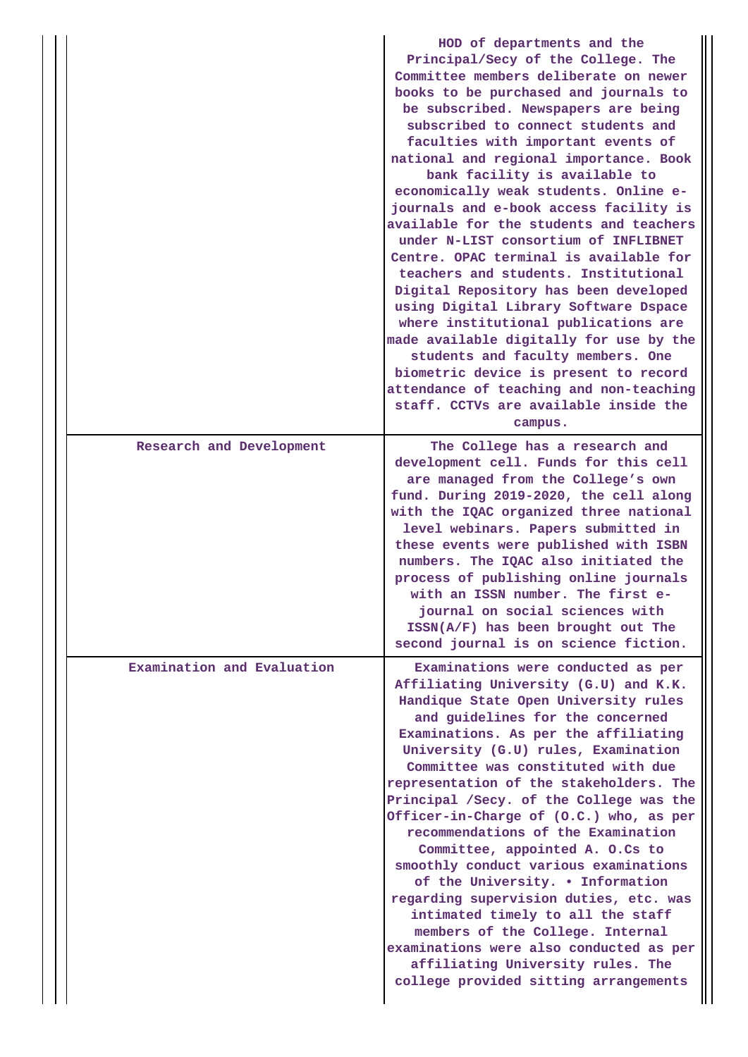| | |
|---|---|
| | HOD of departments and the Principal/Secy of the College. The Committee members deliberate on newer books to be purchased and journals to be subscribed. Newspapers are being subscribed to connect students and faculties with important events of national and regional importance. Book bank facility is available to economically weak students. Online e-journals and e-book access facility is available for the students and teachers under N-LIST consortium of INFLIBNET Centre. OPAC terminal is available for teachers and students. Institutional Digital Repository has been developed using Digital Library Software Dspace where institutional publications are made available digitally for use by the students and faculty members. One biometric device is present to record attendance of teaching and non-teaching staff. CCTVs are available inside the campus. |
| Research and Development | The College has a research and development cell. Funds for this cell are managed from the College's own fund. During 2019-2020, the cell along with the IQAC organized three national level webinars. Papers submitted in these events were published with ISBN numbers. The IQAC also initiated the process of publishing online journals with an ISSN number. The first e-journal on social sciences with ISSN(A/F) has been brought out The second journal is on science fiction. |
| Examination and Evaluation | Examinations were conducted as per Affiliating University (G.U) and K.K. Handique State Open University rules and guidelines for the concerned Examinations. As per the affiliating University (G.U) rules, Examination Committee was constituted with due representation of the stakeholders. The Principal /Secy. of the College was the Officer-in-Charge of (O.C.) who, as per recommendations of the Examination Committee, appointed A. O.Cs to smoothly conduct various examinations of the University. • Information regarding supervision duties, etc. was intimated timely to all the staff members of the College. Internal examinations were also conducted as per affiliating University rules. The college provided sitting arrangements |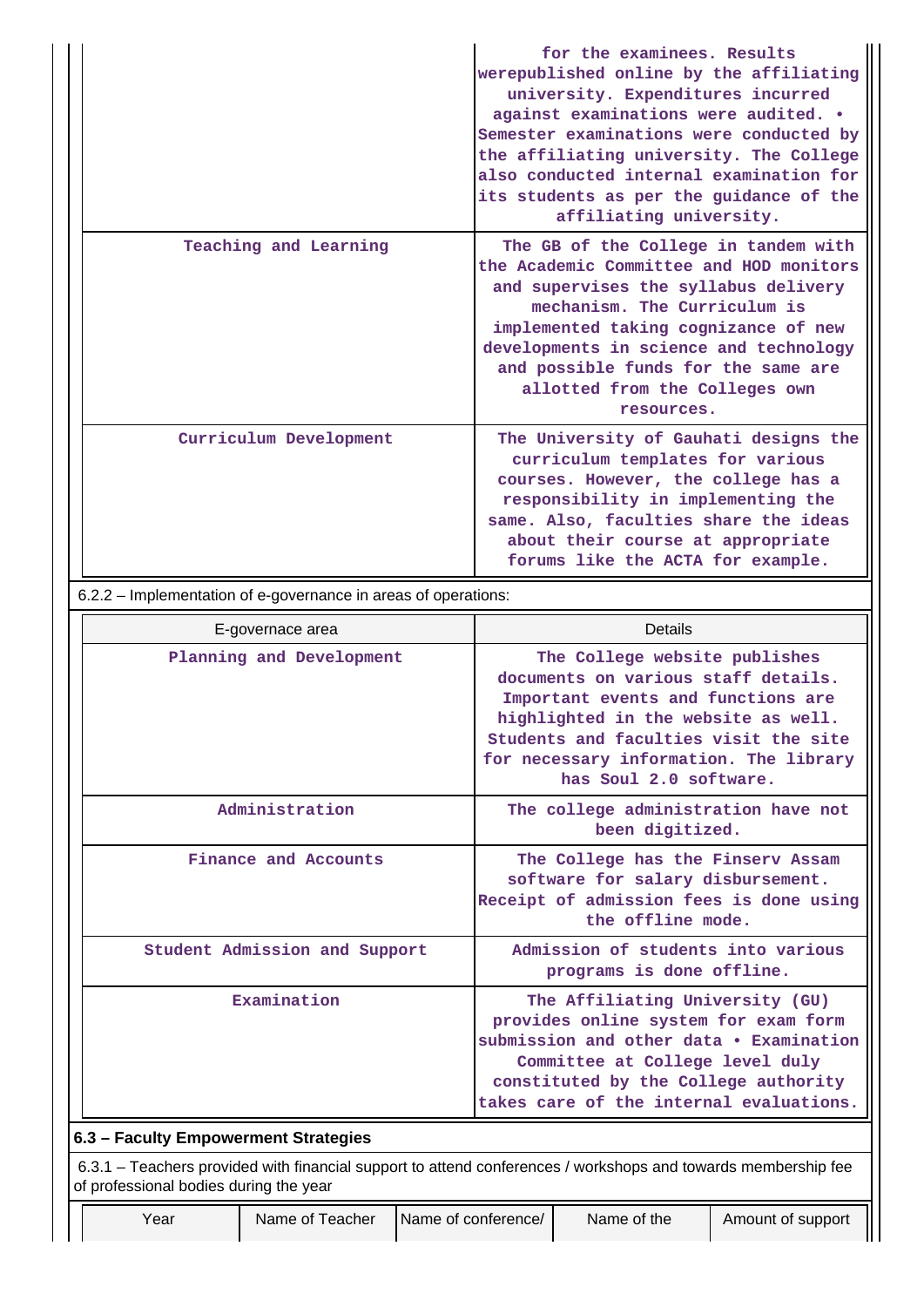| | |
|---|---|
| | for the examinees. Results werepublished online by the affiliating university. Expenditures incurred against examinations were audited. • Semester examinations were conducted by the affiliating university. The College also conducted internal examination for its students as per the guidance of the affiliating university. |
| Teaching and Learning | The GB of the College in tandem with the Academic Committee and HOD monitors and supervises the syllabus delivery mechanism. The Curriculum is implemented taking cognizance of new developments in science and technology and possible funds for the same are allotted from the Colleges own resources. |
| Curriculum Development | The University of Gauhati designs the curriculum templates for various courses. However, the college has a responsibility in implementing the same. Also, faculties share the ideas about their course at appropriate forums like the ACTA for example. |

6.2.2 – Implementation of e-governance in areas of operations:

| E-governace area | Details |
|---|---|
| Planning and Development | The College website publishes documents on various staff details. Important events and functions are highlighted in the website as well. Students and faculties visit the site for necessary information. The library has Soul 2.0 software. |
| Administration | The college administration have not been digitized. |
| Finance and Accounts | The College has the Finserv Assam software for salary disbursement. Receipt of admission fees is done using the offline mode. |
| Student Admission and Support | Admission of students into various programs is done offline. |
| Examination | The Affiliating University (GU) provides online system for exam form submission and other data • Examination Committee at College level duly constituted by the College authority takes care of the internal evaluations. |

**6.3 – Faculty Empowerment Strategies**

6.3.1 – Teachers provided with financial support to attend conferences / workshops and towards membership fee of professional bodies during the year

| Year | Name of Teacher | Name of conference/ | Name of the | Amount of support |
|---|---|---|---|---|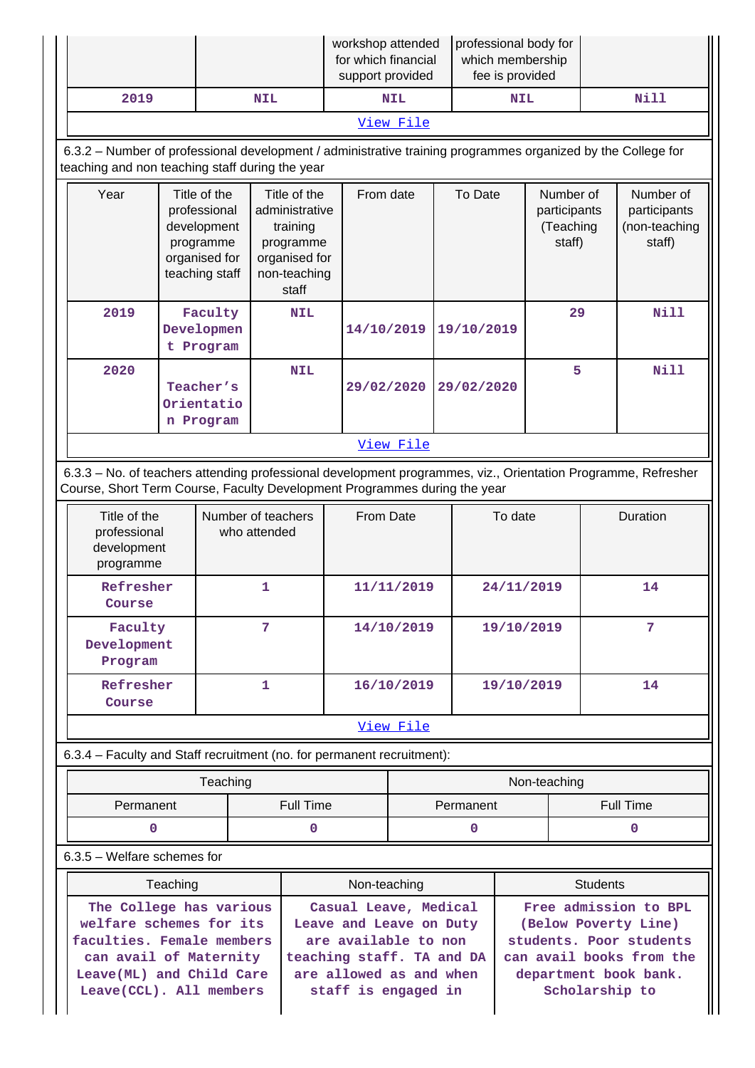| | | workshop attended for which financial support provided | professional body for which membership fee is provided | |
|---|---|---|---|---|
| 2019 | NIL | NIL | NIL | Nill |

View File

6.3.2 – Number of professional development / administrative training programmes organized by the College for teaching and non teaching staff during the year

| Year | Title of the professional development programme organised for teaching staff | Title of the administrative training programme organised for non-teaching staff | From date | To Date | Number of participants (Teaching staff) | Number of participants (non-teaching staff) |
|---|---|---|---|---|---|---|
| 2019 | Faculty Development Program | NIL | 14/10/2019 | 19/10/2019 | 29 | Nill |
| 2020 | Teacher's Orientation Program | NIL | 29/02/2020 | 29/02/2020 | 5 | Nill |

View File

6.3.3 – No. of teachers attending professional development programmes, viz., Orientation Programme, Refresher Course, Short Term Course, Faculty Development Programmes during the year

| Title of the professional development programme | Number of teachers who attended | From Date | To date | Duration |
|---|---|---|---|---|
| Refresher Course | 1 | 11/11/2019 | 24/11/2019 | 14 |
| Faculty Development Program | 7 | 14/10/2019 | 19/10/2019 | 7 |
| Refresher Course | 1 | 16/10/2019 | 19/10/2019 | 14 |

View File

6.3.4 – Faculty and Staff recruitment (no. for permanent recruitment):

| Teaching | | Non-teaching | |
|---|---|---|---|
| Permanent | Full Time | Permanent | Full Time |
| 0 | 0 | 0 | 0 |

6.3.5 – Welfare schemes for

| Teaching | Non-teaching | Students |
|---|---|---|
| The College has various welfare schemes for its faculties. Female members can avail of Maternity Leave(ML) and Child Care Leave(CCL). All members | Casual Leave, Medical Leave and Leave on Duty are available to non teaching staff. TA and DA are allowed as and when staff is engaged in | Free admission to BPL (Below Poverty Line) students. Poor students can avail books from the department book bank. Scholarship to |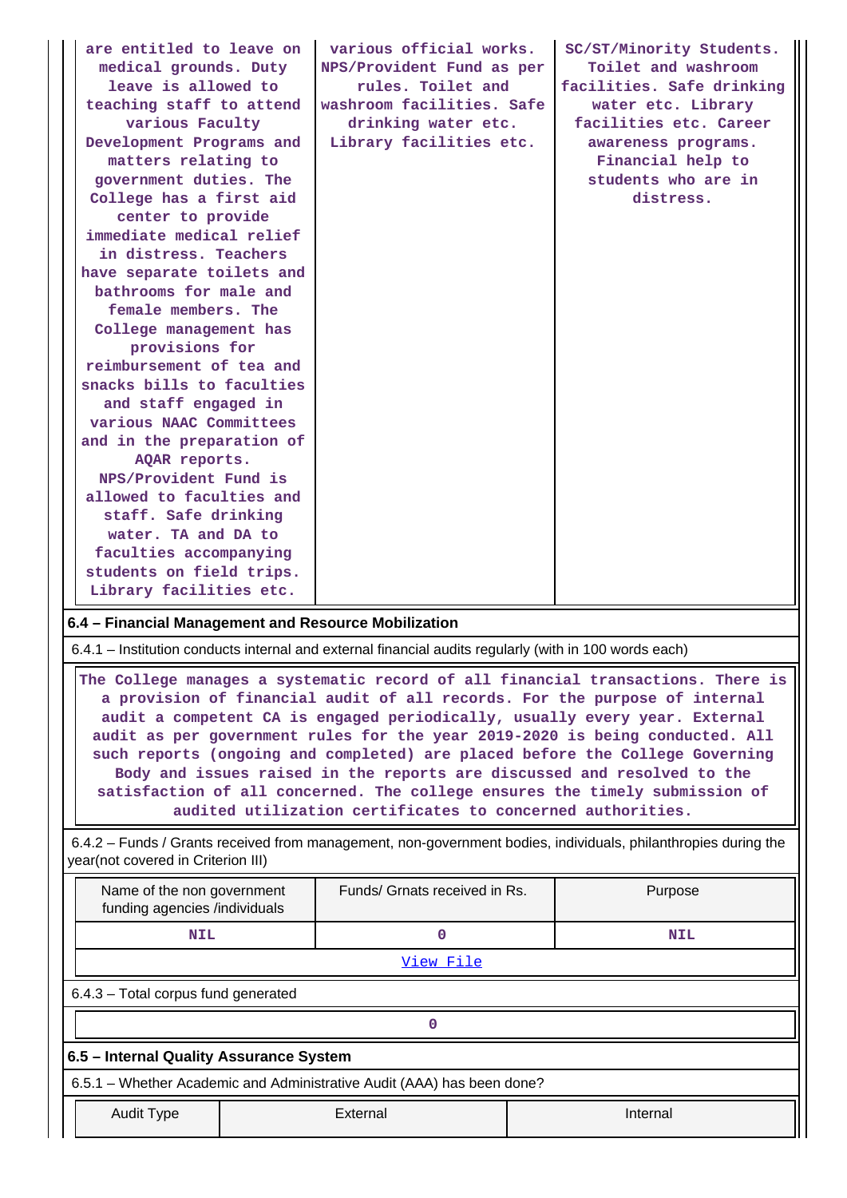| | | |
|---|---|---|
| are entitled to leave on medical grounds. Duty leave is allowed to teaching staff to attend various Faculty Development Programs and matters relating to government duties. The College has a first aid center to provide immediate medical relief in distress. Teachers have separate toilets and bathrooms for male and female members. The College management has provisions for reimbursement of tea and snacks bills to faculties and staff engaged in various NAAC Committees and in the preparation of AQAR reports. NPS/Provident Fund is allowed to faculties and staff. Safe drinking water. TA and DA to faculties accompanying students on field trips. Library facilities etc. | various official works. NPS/Provident Fund as per rules. Toilet and washroom facilities. Safe drinking water etc. Library facilities etc. | SC/ST/Minority Students. Toilet and washroom facilities. Safe drinking water etc. Library facilities etc. Career awareness programs. Financial help to students who are in distress. |

**6.4 – Financial Management and Resource Mobilization**

6.4.1 – Institution conducts internal and external financial audits regularly (with in 100 words each)

The College manages a systematic record of all financial transactions. There is a provision of financial audit of all records. For the purpose of internal audit a competent CA is engaged periodically, usually every year. External audit as per government rules for the year 2019-2020 is being conducted. All such reports (ongoing and completed) are placed before the College Governing Body and issues raised in the reports are discussed and resolved to the satisfaction of all concerned. The college ensures the timely submission of audited utilization certificates to concerned authorities.

6.4.2 – Funds / Grants received from management, non-government bodies, individuals, philanthropies during the year(not covered in Criterion III)

| Name of the non government funding agencies /individuals | Funds/ Grnats received in Rs. | Purpose |
|---|---|---|
| NIL | 0 | NIL |
| View File | | |

6.4.3 – Total corpus fund generated

0

**6.5 – Internal Quality Assurance System**

6.5.1 – Whether Academic and Administrative Audit (AAA) has been done?

| Audit Type | External | Internal |
|---|---|---|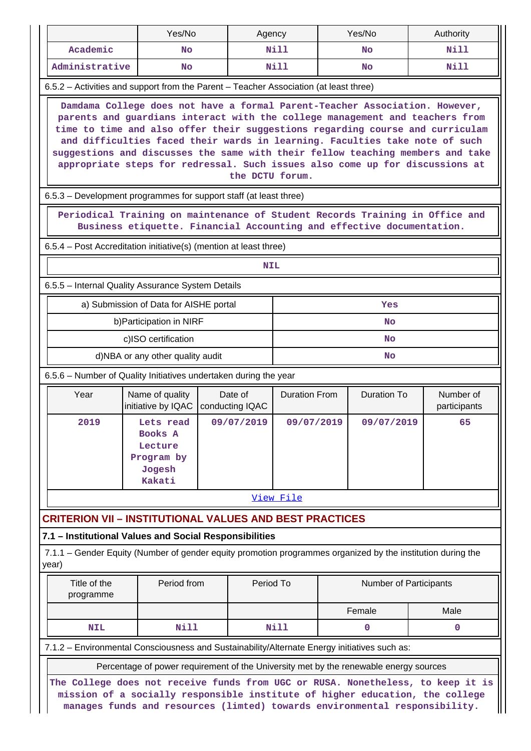| | Yes/No | Agency | Yes/No | Authority |
|---|---|---|---|---|
| Academic | No | Nill | No | Nill |
| Administrative | No | Nill | No | Nill |

6.5.2 – Activities and support from the Parent – Teacher Association (at least three)

Damdama College does not have a formal Parent-Teacher Association. However, parents and guardians interact with the college management and teachers from time to time and also offer their suggestions regarding course and curriculam and difficulties faced their wards in learning. Faculties take note of such suggestions and discusses the same with their fellow teaching members and take appropriate steps for redressal. Such issues also come up for discussions at the DCTU forum.

6.5.3 – Development programmes for support staff (at least three)

Periodical Training on maintenance of Student Records Training in Office and Business etiquette. Financial Accounting and effective documentation.

6.5.4 – Post Accreditation initiative(s) (mention at least three)

NIL

6.5.5 – Internal Quality Assurance System Details

| | |
|---|---|
| a) Submission of Data for AISHE portal | Yes |
| b)Participation in NIRF | No |
| c)ISO certification | No |
| d)NBA or any other quality audit | No |

6.5.6 – Number of Quality Initiatives undertaken during the year

| Year | Name of quality initiative by IQAC | Date of conducting IQAC | Duration From | Duration To | Number of participants |
|---|---|---|---|---|---|
| 2019 | Lets read Books A Lecture Program by Jogesh Kakati | 09/07/2019 | 09/07/2019 | 09/07/2019 | 65 |

View File

## CRITERION VII – INSTITUTIONAL VALUES AND BEST PRACTICES

### 7.1 – Institutional Values and Social Responsibilities

7.1.1 – Gender Equity (Number of gender equity promotion programmes organized by the institution during the year)

| Title of the programme | Period from | Period To | Number of Participants | |
|---|---|---|---|---|
| | | | Female | Male |
| NIL | Nill | Nill | 0 | 0 |

7.1.2 – Environmental Consciousness and Sustainability/Alternate Energy initiatives such as:

Percentage of power requirement of the University met by the renewable energy sources

The College does not receive funds from UGC or RUSA. Nonetheless, to keep it is mission of a socially responsible institute of higher education, the college manages funds and resources (limted) towards environmental responsibility.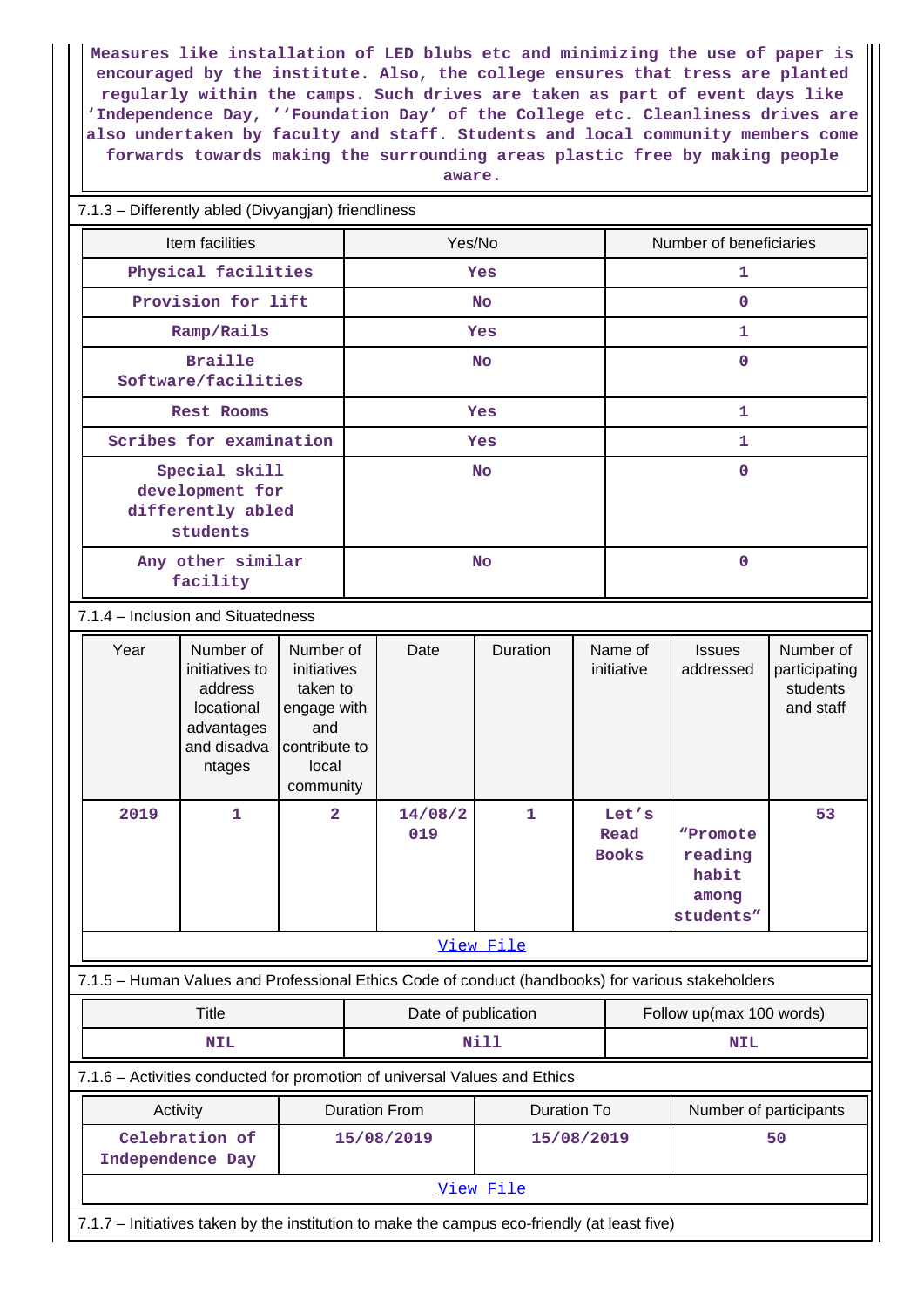Measures like installation of LED blubs etc and minimizing the use of paper is encouraged by the institute. Also, the college ensures that tress are planted regularly within the camps. Such drives are taken as part of event days like 'Independence Day, ''Foundation Day' of the College etc. Cleanliness drives are also undertaken by faculty and staff. Students and local community members come forwards towards making the surrounding areas plastic free by making people aware.

7.1.3 – Differently abled (Divyangjan) friendliness

| Item facilities | Yes/No | Number of beneficiaries |
|---|---|---|
| Physical facilities | Yes | 1 |
| Provision for lift | No | 0 |
| Ramp/Rails | Yes | 1 |
| Braille Software/facilities | No | 0 |
| Rest Rooms | Yes | 1 |
| Scribes for examination | Yes | 1 |
| Special skill development for differently abled students | No | 0 |
| Any other similar facility | No | 0 |

7.1.4 – Inclusion and Situatedness

| Year | Number of initiatives to address locational advantages and disadvantages | Number of initiatives taken to engage with and contribute to local community | Date | Duration | Name of initiative | Issues addressed | Number of participating students and staff |
|---|---|---|---|---|---|---|---|
| 2019 | 1 | 2 | 14/08/2019 | 1 | Let's Read Books | "Promote reading habit among students" | 53 |

View File

7.1.5 – Human Values and Professional Ethics Code of conduct (handbooks) for various stakeholders

| Title | Date of publication | Follow up(max 100 words) |
|---|---|---|
| NIL | Nill | NIL |

7.1.6 – Activities conducted for promotion of universal Values and Ethics

| Activity | Duration From | Duration To | Number of participants |
|---|---|---|---|
| Celebration of Independence Day | 15/08/2019 | 15/08/2019 | 50 |

View File

7.1.7 – Initiatives taken by the institution to make the campus eco-friendly (at least five)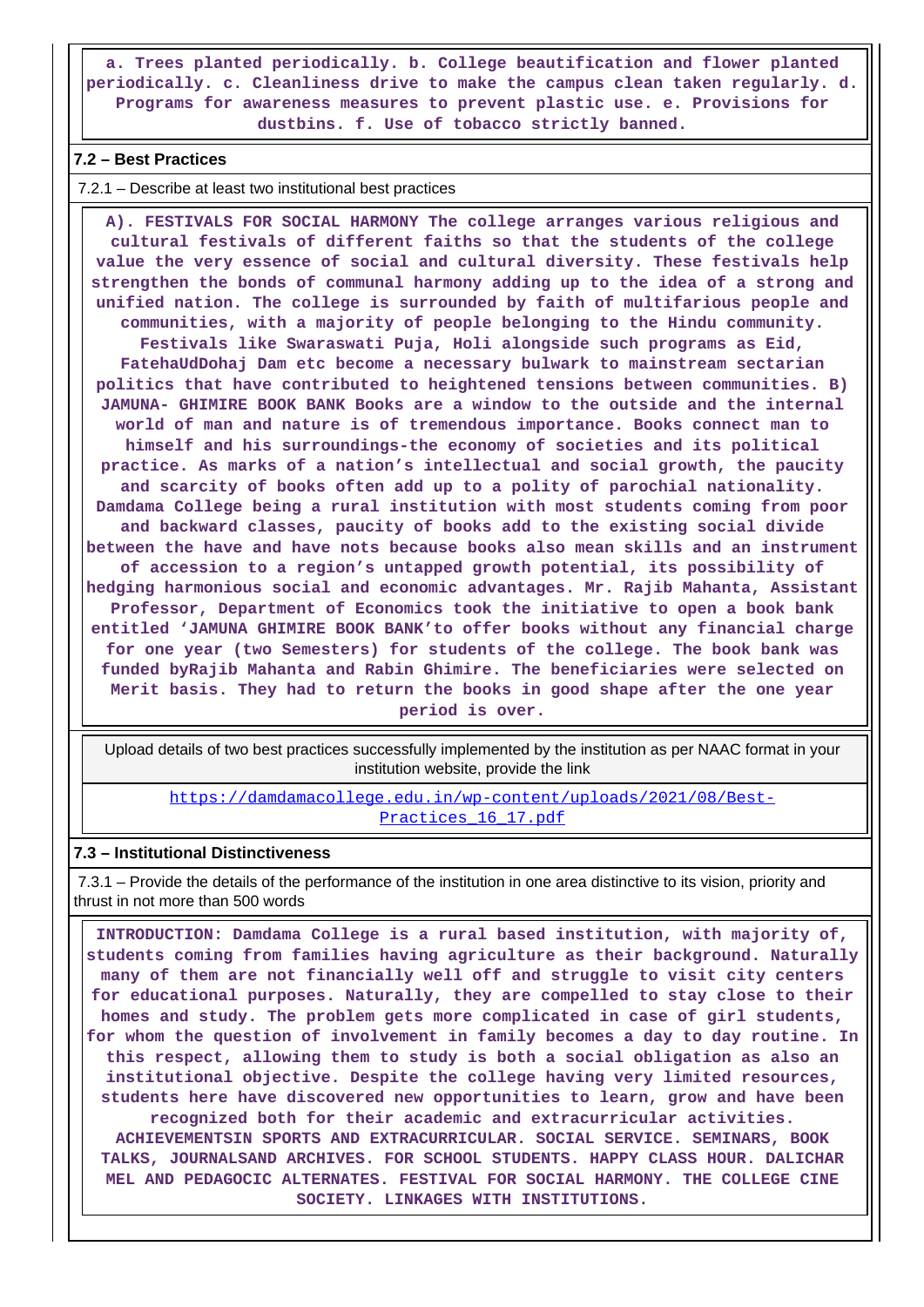a. Trees planted periodically. b. College beautification and flower planted periodically. c. Cleanliness drive to make the campus clean taken regularly. d. Programs for awareness measures to prevent plastic use. e. Provisions for dustbins. f. Use of tobacco strictly banned.

**7.2 – Best Practices**

7.2.1 – Describe at least two institutional best practices

A). FESTIVALS FOR SOCIAL HARMONY The college arranges various religious and cultural festivals of different faiths so that the students of the college value the very essence of social and cultural diversity. These festivals help strengthen the bonds of communal harmony adding up to the idea of a strong and unified nation. The college is surrounded by faith of multifarious people and communities, with a majority of people belonging to the Hindu community. Festivals like Swaraswati Puja, Holi alongside such programs as Eid, FatehaUdDohaj Dam etc become a necessary bulwark to mainstream sectarian politics that have contributed to heightened tensions between communities. B) JAMUNA- GHIMIRE BOOK BANK Books are a window to the outside and the internal world of man and nature is of tremendous importance. Books connect man to himself and his surroundings-the economy of societies and its political practice. As marks of a nation's intellectual and social growth, the paucity and scarcity of books often add up to a polity of parochial nationality. Damdama College being a rural institution with most students coming from poor and backward classes, paucity of books add to the existing social divide between the have and have nots because books also mean skills and an instrument of accession to a region's untapped growth potential, its possibility of hedging harmonious social and economic advantages. Mr. Rajib Mahanta, Assistant Professor, Department of Economics took the initiative to open a book bank entitled 'JAMUNA GHIMIRE BOOK BANK'to offer books without any financial charge for one year (two Semesters) for students of the college. The book bank was funded byRajib Mahanta and Rabin Ghimire. The beneficiaries were selected on Merit basis. They had to return the books in good shape after the one year period is over.

Upload details of two best practices successfully implemented by the institution as per NAAC format in your institution website, provide the link

https://damdamacollege.edu.in/wp-content/uploads/2021/08/Best-Practices_16_17.pdf

**7.3 – Institutional Distinctiveness**

7.3.1 – Provide the details of the performance of the institution in one area distinctive to its vision, priority and thrust in not more than 500 words

INTRODUCTION: Damdama College is a rural based institution, with majority of, students coming from families having agriculture as their background. Naturally many of them are not financially well off and struggle to visit city centers for educational purposes. Naturally, they are compelled to stay close to their homes and study. The problem gets more complicated in case of girl students, for whom the question of involvement in family becomes a day to day routine. In this respect, allowing them to study is both a social obligation as also an institutional objective. Despite the college having very limited resources, students here have discovered new opportunities to learn, grow and have been recognized both for their academic and extracurricular activities. ACHIEVEMENTSIN SPORTS AND EXTRACURRICULAR. SOCIAL SERVICE. SEMINARS, BOOK TALKS, JOURNALSAND ARCHIVES. FOR SCHOOL STUDENTS. HAPPY CLASS HOUR. DALICHAR MEL AND PEDAGOCIC ALTERNATES. FESTIVAL FOR SOCIAL HARMONY. THE COLLEGE CINE SOCIETY. LINKAGES WITH INSTITUTIONS.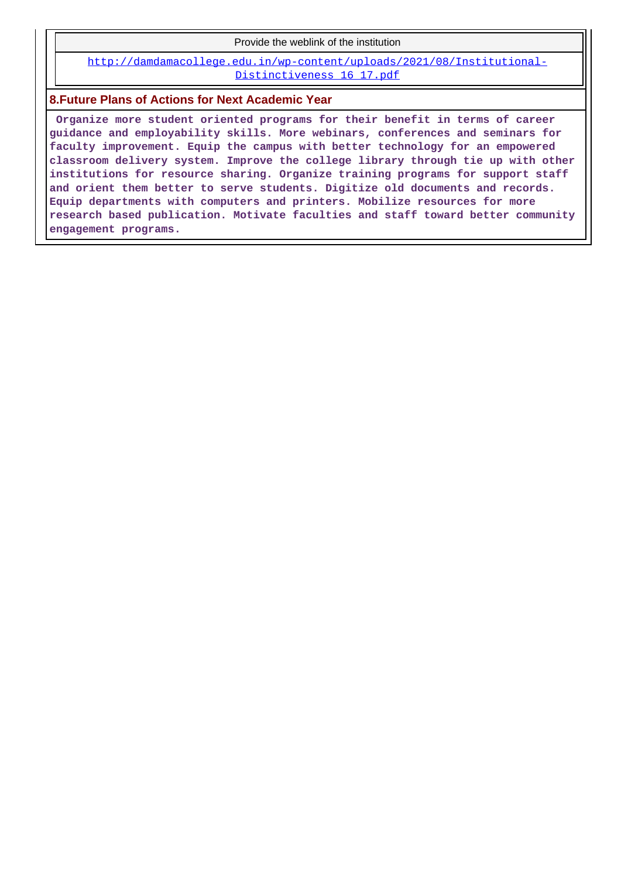| Provide the weblink of the institution |
| --- |
| http://damdamacollege.edu.in/wp-content/uploads/2021/08/Institutional-Distinctiveness_16_17.pdf |

## 8.Future Plans of Actions for Next Academic Year

**Organize more student oriented programs for their benefit in terms of career guidance and employability skills. More webinars, conferences and seminars for faculty improvement. Equip the campus with better technology for an empowered classroom delivery system. Improve the college library through tie up with other institutions for resource sharing. Organize training programs for support staff and orient them better to serve students. Digitize old documents and records. Equip departments with computers and printers. Mobilize resources for more research based publication. Motivate faculties and staff toward better community engagement programs.**